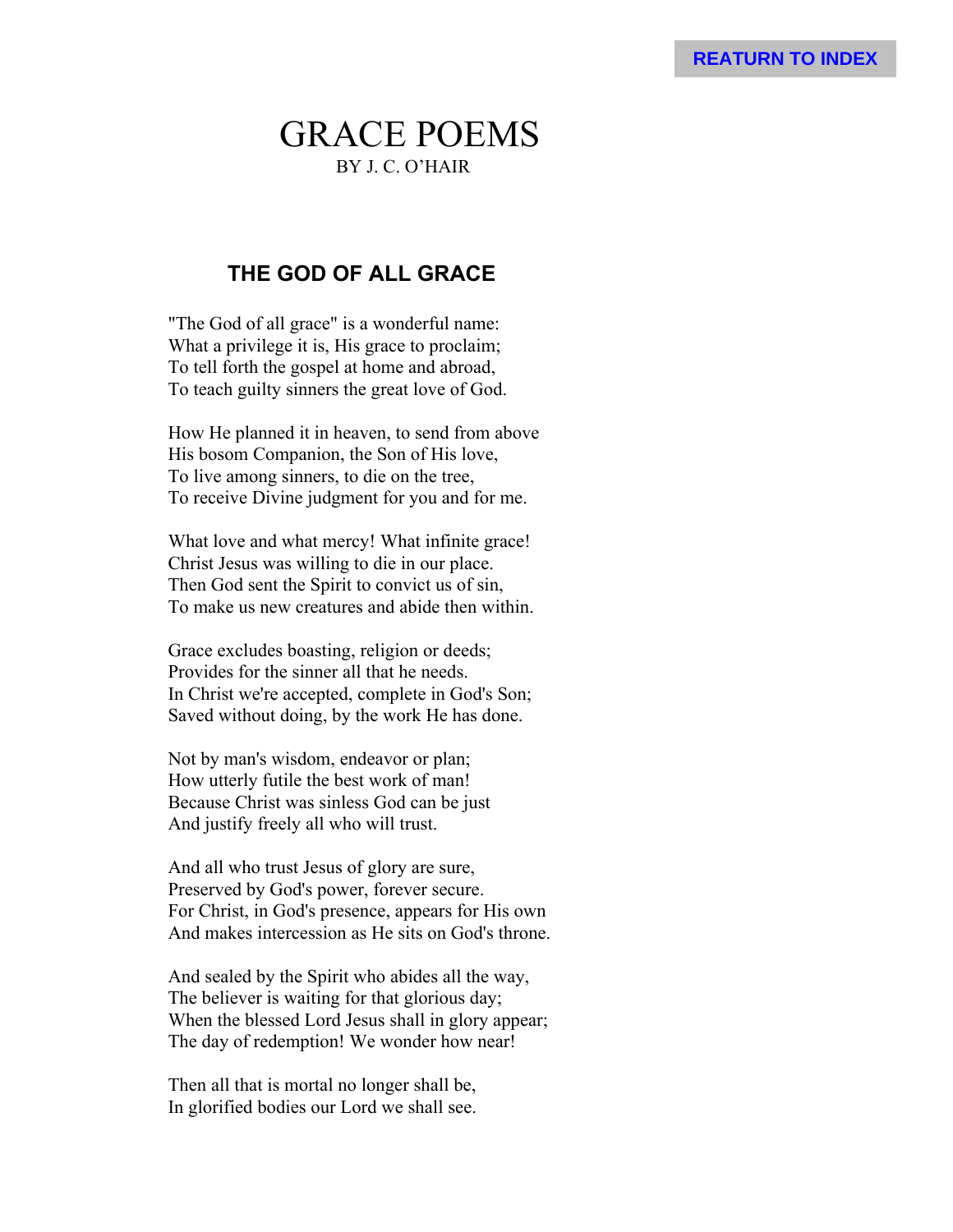REATURN TO INDEX

# GRACE POEMS

BY J. C. O'HAIR

## THE GOD OF ALL GRACE

"The God of all grace" is a wonderful name:
What a privilege it is, His grace to proclaim;
To tell forth the gospel at home and abroad,
To teach guilty sinners the great love of God.

How He planned it in heaven, to send from above
His bosom Companion, the Son of His love,
To live among sinners, to die on the tree,
To receive Divine judgment for you and for me.

What love and what mercy! What infinite grace!
Christ Jesus was willing to die in our place.
Then God sent the Spirit to convict us of sin,
To make us new creatures and abide then within.

Grace excludes boasting, religion or deeds;
Provides for the sinner all that he needs.
In Christ we're accepted, complete in God's Son;
Saved without doing, by the work He has done.

Not by man's wisdom, endeavor or plan;
How utterly futile the best work of man!
Because Christ was sinless God can be just
And justify freely all who will trust.

And all who trust Jesus of glory are sure,
Preserved by God's power, forever secure.
For Christ, in God's presence, appears for His own
And makes intercession as He sits on God's throne.

And sealed by the Spirit who abides all the way,
The believer is waiting for that glorious day;
When the blessed Lord Jesus shall in glory appear;
The day of redemption! We wonder how near!

Then all that is mortal no longer shall be,
In glorified bodies our Lord we shall see.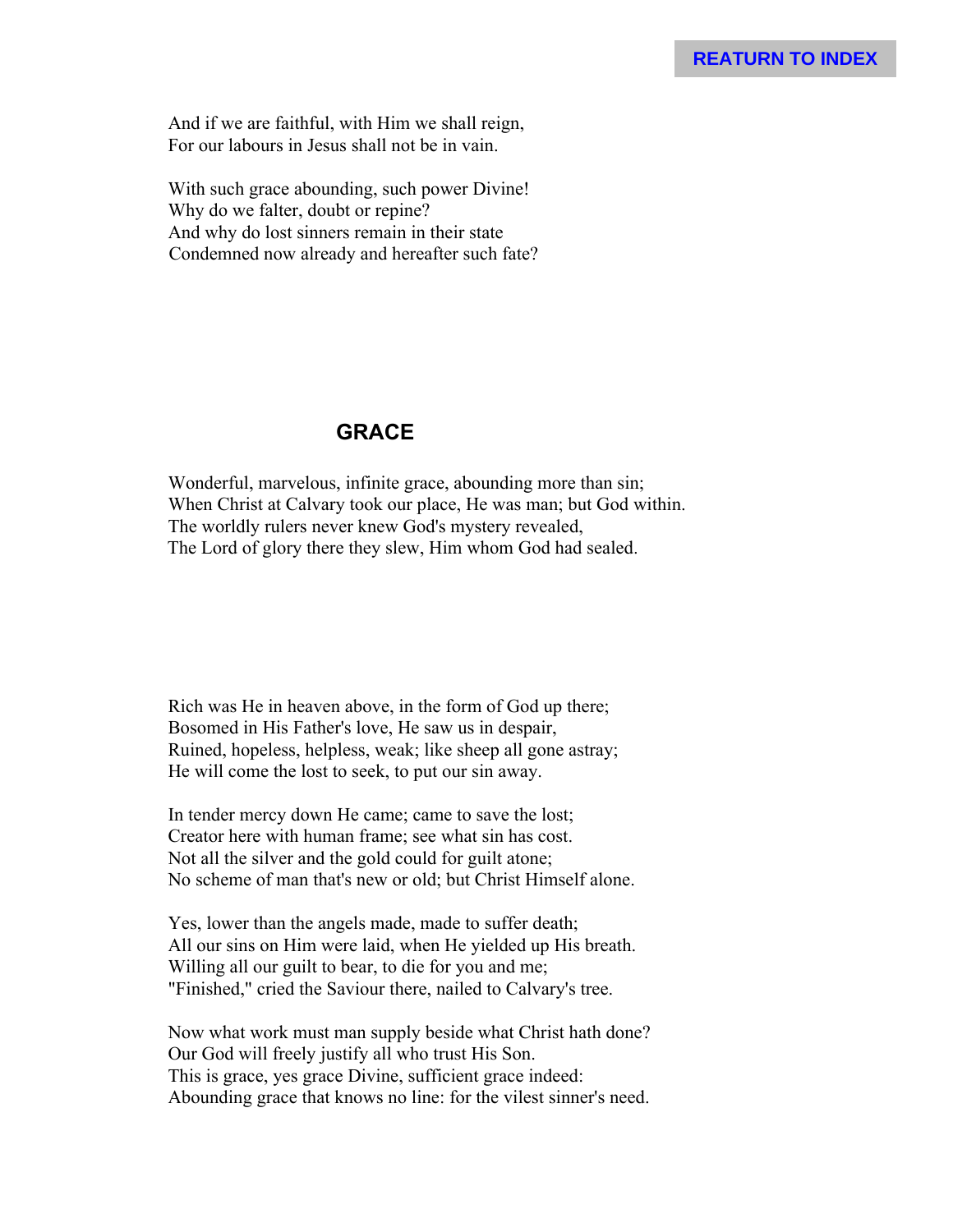And if we are faithful, with Him we shall reign,
For our labours in Jesus shall not be in vain.

With such grace abounding, such power Divine!
Why do we falter, doubt or repine?
And why do lost sinners remain in their state
Condemned now already and hereafter such fate?

## GRACE

Wonderful, marvelous, infinite grace, abounding more than sin;
When Christ at Calvary took our place, He was man; but God within.
The worldly rulers never knew God's mystery revealed,
The Lord of glory there they slew, Him whom God had sealed.

Rich was He in heaven above, in the form of God up there;
Bosomed in His Father's love, He saw us in despair,
Ruined, hopeless, helpless, weak; like sheep all gone astray;
He will come the lost to seek, to put our sin away.

In tender mercy down He came; came to save the lost;
Creator here with human frame; see what sin has cost.
Not all the silver and the gold could for guilt atone;
No scheme of man that's new or old; but Christ Himself alone.

Yes, lower than the angels made, made to suffer death;
All our sins on Him were laid, when He yielded up His breath.
Willing all our guilt to bear, to die for you and me;
"Finished," cried the Saviour there, nailed to Calvary's tree.

Now what work must man supply beside what Christ hath done?
Our God will freely justify all who trust His Son.
This is grace, yes grace Divine, sufficient grace indeed:
Abounding grace that knows no line: for the vilest sinner's need.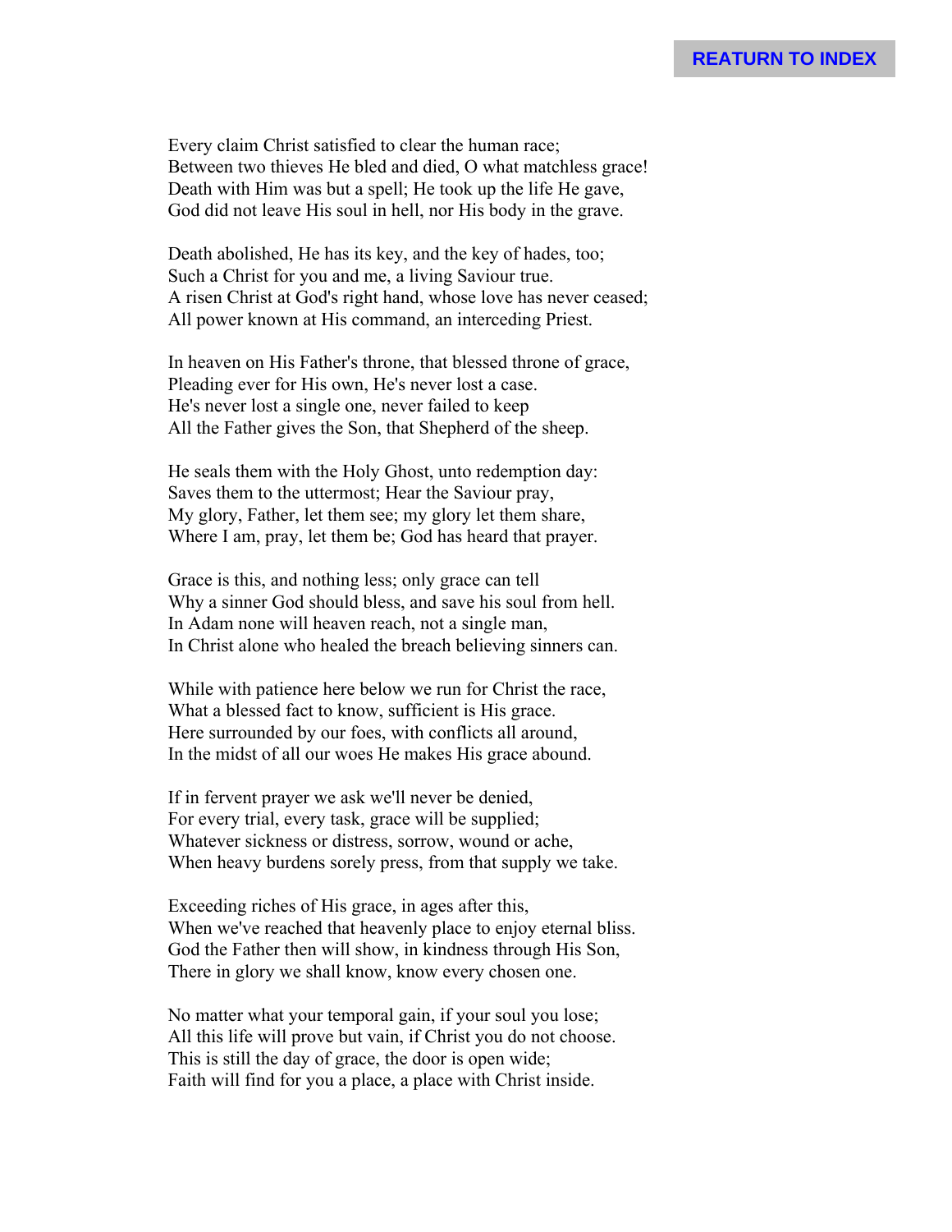REATURN TO INDEX

Every claim Christ satisfied to clear the human race;
Between two thieves He bled and died, O what matchless grace!
Death with Him was but a spell; He took up the life He gave,
God did not leave His soul in hell, nor His body in the grave.

Death abolished, He has its key, and the key of hades, too;
Such a Christ for you and me, a living Saviour true.
A risen Christ at God's right hand, whose love has never ceased;
All power known at His command, an interceding Priest.

In heaven on His Father's throne, that blessed throne of grace,
Pleading ever for His own, He's never lost a case.
He's never lost a single one, never failed to keep
All the Father gives the Son, that Shepherd of the sheep.

He seals them with the Holy Ghost, unto redemption day:
Saves them to the uttermost; Hear the Saviour pray,
My glory, Father, let them see; my glory let them share,
Where I am, pray, let them be; God has heard that prayer.

Grace is this, and nothing less; only grace can tell
Why a sinner God should bless, and save his soul from hell.
In Adam none will heaven reach, not a single man,
In Christ alone who healed the breach believing sinners can.

While with patience here below we run for Christ the race,
What a blessed fact to know, sufficient is His grace.
Here surrounded by our foes, with conflicts all around,
In the midst of all our woes He makes His grace abound.

If in fervent prayer we ask we'll never be denied,
For every trial, every task, grace will be supplied;
Whatever sickness or distress, sorrow, wound or ache,
When heavy burdens sorely press, from that supply we take.

Exceeding riches of His grace, in ages after this,
When we've reached that heavenly place to enjoy eternal bliss.
God the Father then will show, in kindness through His Son,
There in glory we shall know, know every chosen one.

No matter what your temporal gain, if your soul you lose;
All this life will prove but vain, if Christ you do not choose.
This is still the day of grace, the door is open wide;
Faith will find for you a place, a place with Christ inside.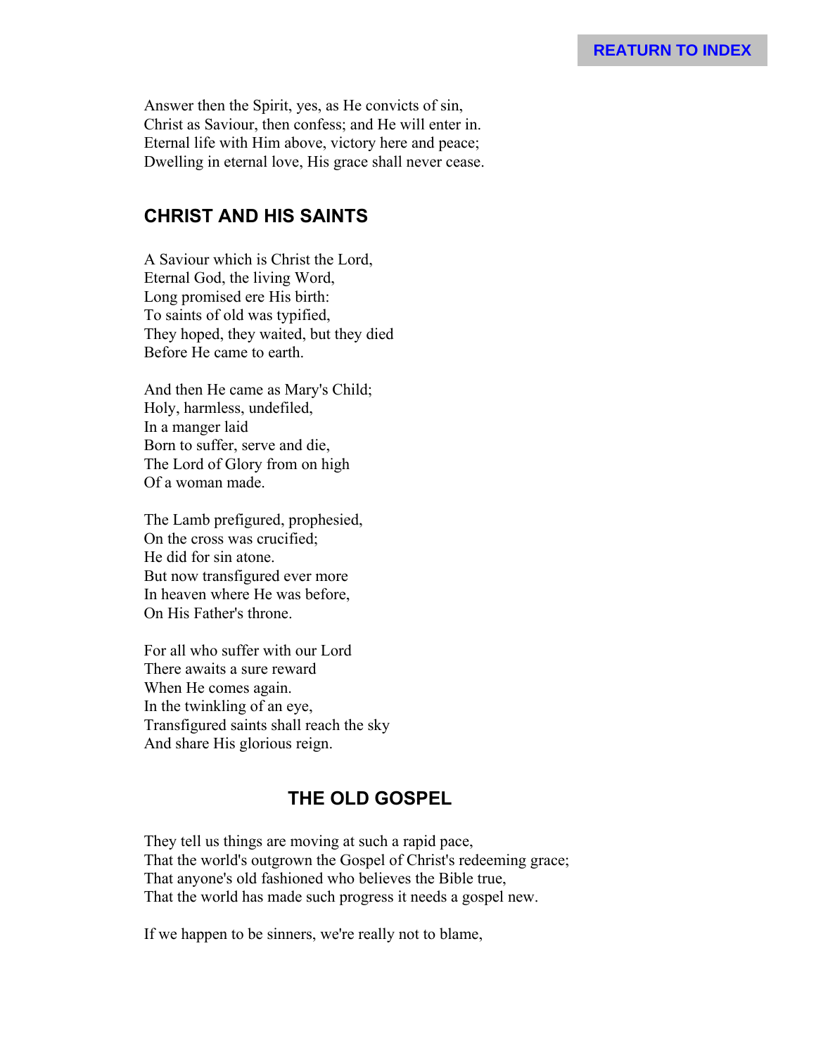Answer then the Spirit, yes, as He convicts of sin,
Christ as Saviour, then confess; and He will enter in.
Eternal life with Him above, victory here and peace;
Dwelling in eternal love, His grace shall never cease.

## CHRIST AND HIS SAINTS

A Saviour which is Christ the Lord,
Eternal God, the living Word,
Long promised ere His birth:
To saints of old was typified,
They hoped, they waited, but they died
Before He came to earth.

And then He came as Mary's Child;
Holy, harmless, undefiled,
In a manger laid
Born to suffer, serve and die,
The Lord of Glory from on high
Of a woman made.

The Lamb prefigured, prophesied,
On the cross was crucified;
He did for sin atone.
But now transfigured ever more
In heaven where He was before,
On His Father's throne.

For all who suffer with our Lord
There awaits a sure reward
When He comes again.
In the twinkling of an eye,
Transfigured saints shall reach the sky
And share His glorious reign.

## THE OLD GOSPEL

They tell us things are moving at such a rapid pace,
That the world's outgrown the Gospel of Christ's redeeming grace;
That anyone's old fashioned who believes the Bible true,
That the world has made such progress it needs a gospel new.

If we happen to be sinners, we're really not to blame,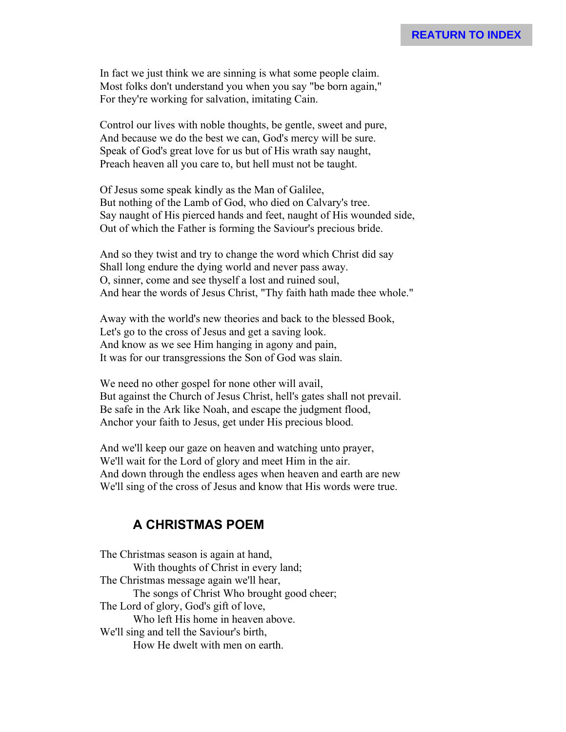In fact we just think we are sinning is what some people claim.
Most folks don't understand you when you say "be born again,"
For they're working for salvation, imitating Cain.

Control our lives with noble thoughts, be gentle, sweet and pure,
And because we do the best we can, God's mercy will be sure.
Speak of God's great love for us but of His wrath say naught,
Preach heaven all you care to, but hell must not be taught.

Of Jesus some speak kindly as the Man of Galilee,
But nothing of the Lamb of God, who died on Calvary's tree.
Say naught of His pierced hands and feet, naught of His wounded side,
Out of which the Father is forming the Saviour's precious bride.

And so they twist and try to change the word which Christ did say
Shall long endure the dying world and never pass away.
O, sinner, come and see thyself a lost and ruined soul,
And hear the words of Jesus Christ, "Thy faith hath made thee whole."

Away with the world's new theories and back to the blessed Book,
Let's go to the cross of Jesus and get a saving look.
And know as we see Him hanging in agony and pain,
It was for our transgressions the Son of God was slain.

We need no other gospel for none other will avail,
But against the Church of Jesus Christ, hell's gates shall not prevail.
Be safe in the Ark like Noah, and escape the judgment flood,
Anchor your faith to Jesus, get under His precious blood.

And we'll keep our gaze on heaven and watching unto prayer,
We'll wait for the Lord of glory and meet Him in the air.
And down through the endless ages when heaven and earth are new
We'll sing of the cross of Jesus and know that His words were true.

## A CHRISTMAS POEM

The Christmas season is again at hand,
    With thoughts of Christ in every land;
The Christmas message again we'll hear,
    The songs of Christ Who brought good cheer;
The Lord of glory, God's gift of love,
    Who left His home in heaven above.
We'll sing and tell the Saviour's birth,
    How He dwelt with men on earth.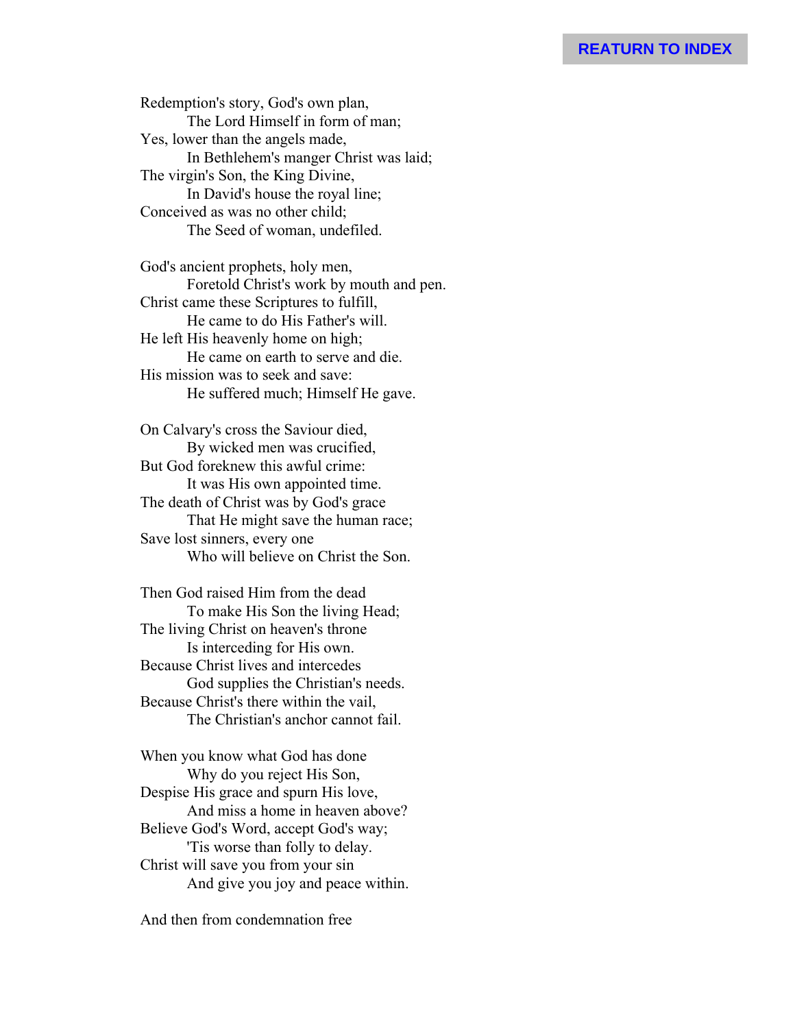REATURN TO INDEX

Redemption's story, God's own plan,
        The Lord Himself in form of man;
Yes, lower than the angels made,
        In Bethlehem's manger Christ was laid;
The virgin's Son, the King Divine,
        In David's house the royal line;
Conceived as was no other child;
        The Seed of woman, undefiled.

God's ancient prophets, holy men,
        Foretold Christ's work by mouth and pen.
Christ came these Scriptures to fulfill,
        He came to do His Father's will.
He left His heavenly home on high;
        He came on earth to serve and die.
His mission was to seek and save:
        He suffered much; Himself He gave.

On Calvary's cross the Saviour died,
        By wicked men was crucified,
But God foreknew this awful crime:
        It was His own appointed time.
The death of Christ was by God's grace
        That He might save the human race;
Save lost sinners, every one
        Who will believe on Christ the Son.

Then God raised Him from the dead
        To make His Son the living Head;
The living Christ on heaven's throne
        Is interceding for His own.
Because Christ lives and intercedes
        God supplies the Christian's needs.
Because Christ's there within the vail,
        The Christian's anchor cannot fail.

When you know what God has done
        Why do you reject His Son,
Despise His grace and spurn His love,
        And miss a home in heaven above?
Believe God's Word, accept God's way;
        'Tis worse than folly to delay.
Christ will save you from your sin
        And give you joy and peace within.

And then from condemnation free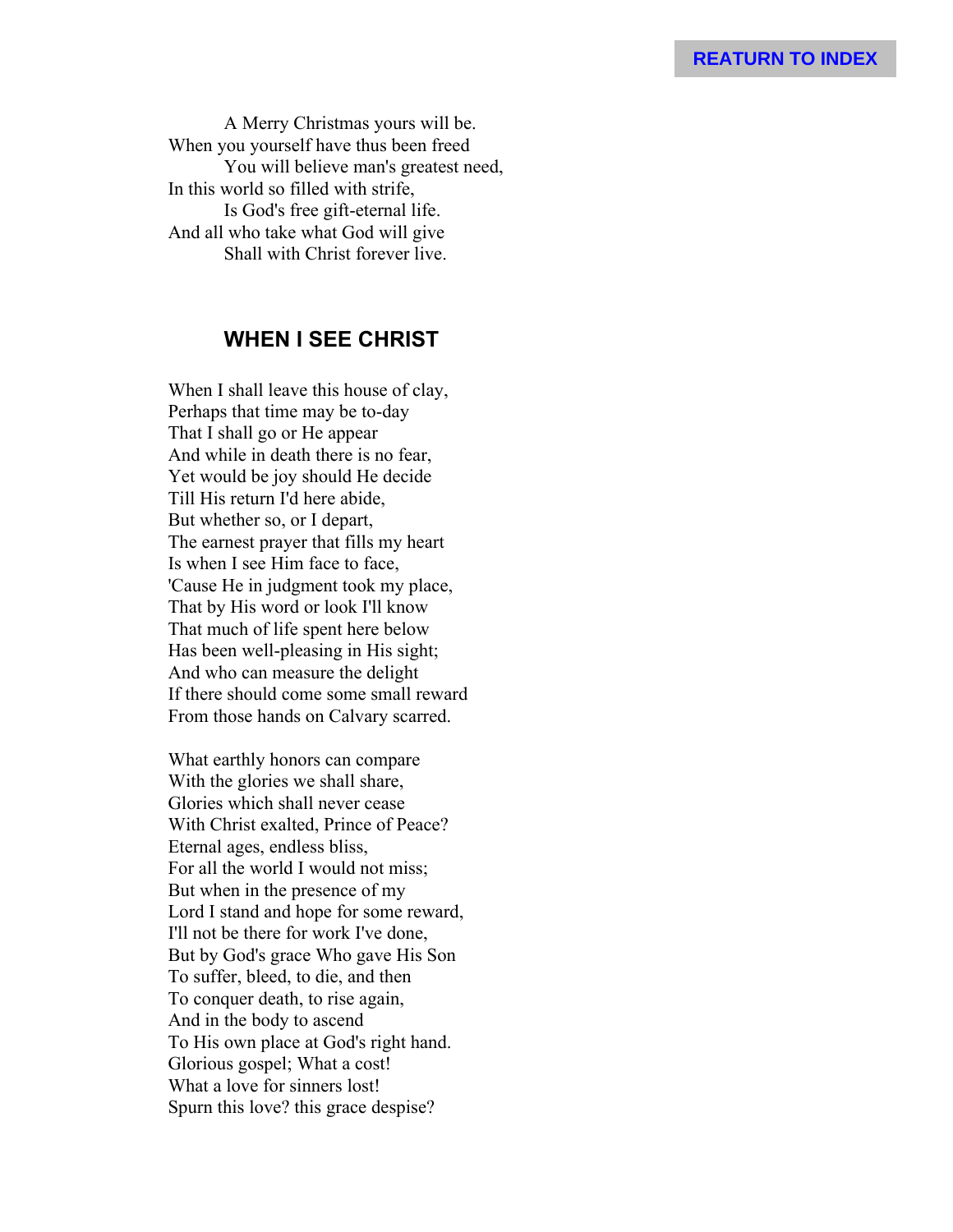A Merry Christmas yours will be.
When you yourself have thus been freed
You will believe man's greatest need,
In this world so filled with strife,
Is God's free gift-eternal life.
And all who take what God will give
Shall with Christ forever live.

## WHEN I SEE CHRIST

When I shall leave this house of clay,
Perhaps that time may be to-day
That I shall go or He appear
And while in death there is no fear,
Yet would be joy should He decide
Till His return I'd here abide,
But whether so, or I depart,
The earnest prayer that fills my heart
Is when I see Him face to face,
'Cause He in judgment took my place,
That by His word or look I'll know
That much of life spent here below
Has been well-pleasing in His sight;
And who can measure the delight
If there should come some small reward
From those hands on Calvary scarred.

What earthly honors can compare
With the glories we shall share,
Glories which shall never cease
With Christ exalted, Prince of Peace?
Eternal ages, endless bliss,
For all the world I would not miss;
But when in the presence of my
Lord I stand and hope for some reward,
I'll not be there for work I've done,
But by God's grace Who gave His Son
To suffer, bleed, to die, and then
To conquer death, to rise again,
And in the body to ascend
To His own place at God's right hand.
Glorious gospel; What a cost!
What a love for sinners lost!
Spurn this love? this grace despise?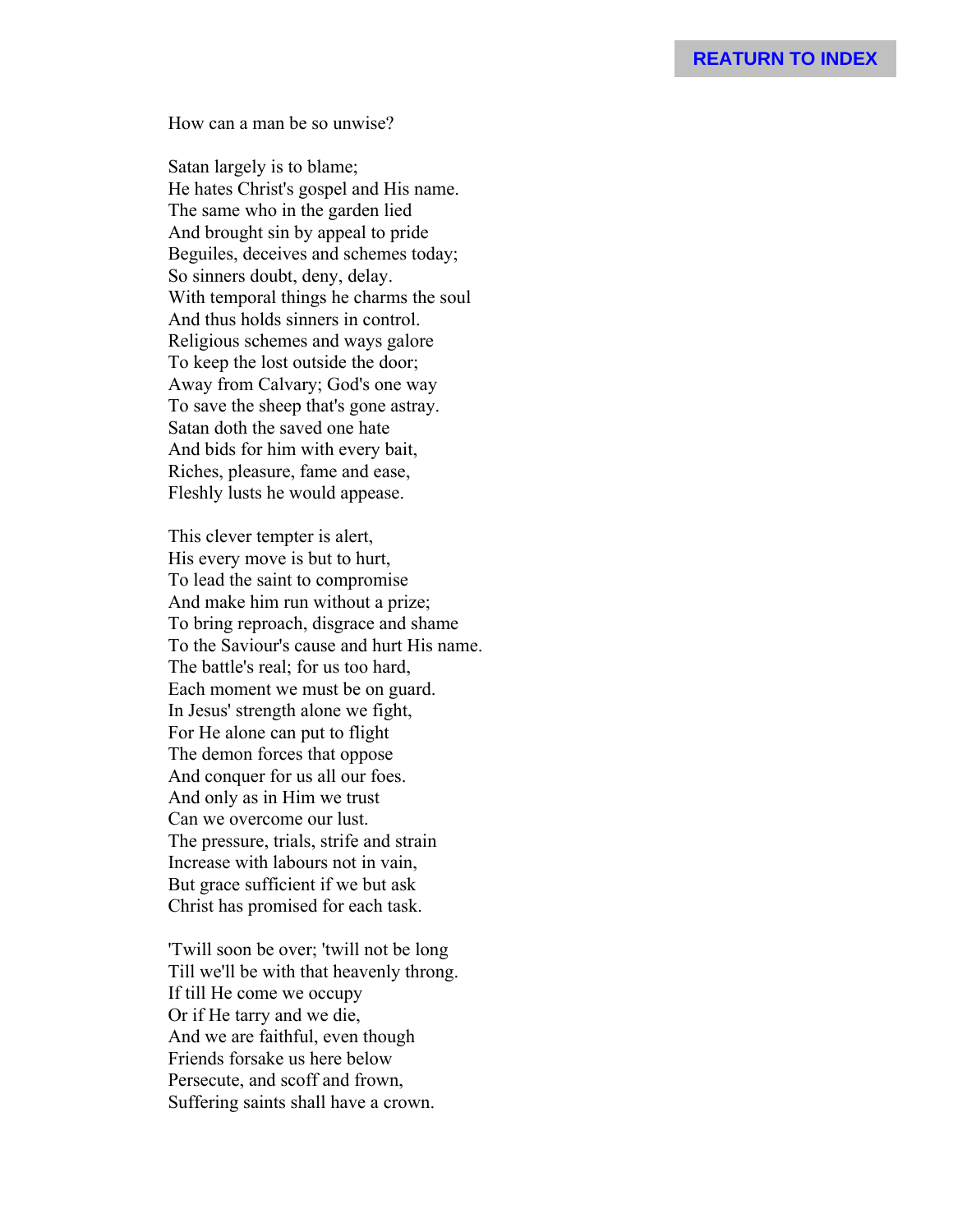How can a man be so unwise?

Satan largely is to blame;
He hates Christ's gospel and His name.
The same who in the garden lied
And brought sin by appeal to pride
Beguiles, deceives and schemes today;
So sinners doubt, deny, delay.
With temporal things he charms the soul
And thus holds sinners in control.
Religious schemes and ways galore
To keep the lost outside the door;
Away from Calvary; God's one way
To save the sheep that's gone astray.
Satan doth the saved one hate
And bids for him with every bait,
Riches, pleasure, fame and ease,
Fleshly lusts he would appease.

This clever tempter is alert,
His every move is but to hurt,
To lead the saint to compromise
And make him run without a prize;
To bring reproach, disgrace and shame
To the Saviour's cause and hurt His name.
The battle's real; for us too hard,
Each moment we must be on guard.
In Jesus' strength alone we fight,
For He alone can put to flight
The demon forces that oppose
And conquer for us all our foes.
And only as in Him we trust
Can we overcome our lust.
The pressure, trials, strife and strain
Increase with labours not in vain,
But grace sufficient if we but ask
Christ has promised for each task.

'Twill soon be over; 'twill not be long
Till we'll be with that heavenly throng.
If till He come we occupy
Or if He tarry and we die,
And we are faithful, even though
Friends forsake us here below
Persecute, and scoff and frown,
Suffering saints shall have a crown.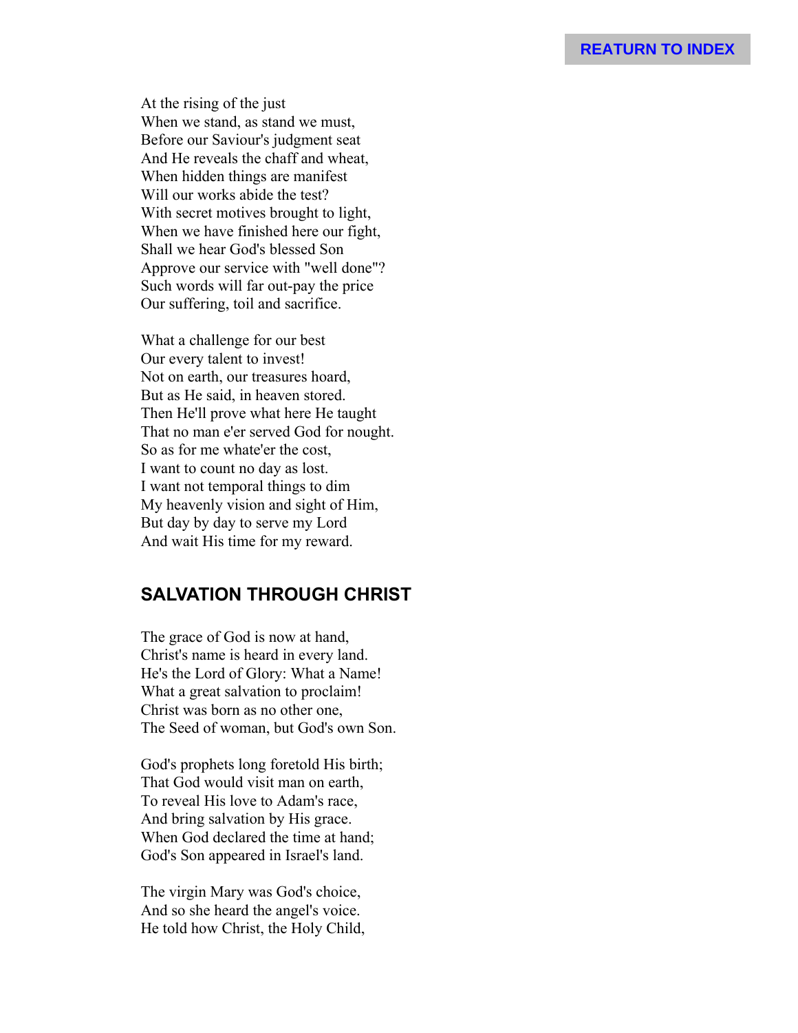REATURN TO INDEX

At the rising of the just
When we stand, as stand we must,
Before our Saviour's judgment seat
And He reveals the chaff and wheat,
When hidden things are manifest
Will our works abide the test?
With secret motives brought to light,
When we have finished here our fight,
Shall we hear God's blessed Son
Approve our service with "well done"?
Such words will far out-pay the price
Our suffering, toil and sacrifice.

What a challenge for our best
Our every talent to invest!
Not on earth, our treasures hoard,
But as He said, in heaven stored.
Then He'll prove what here He taught
That no man e'er served God for nought.
So as for me whate'er the cost,
I want to count no day as lost.
I want not temporal things to dim
My heavenly vision and sight of Him,
But day by day to serve my Lord
And wait His time for my reward.

## SALVATION THROUGH CHRIST

The grace of God is now at hand,
Christ's name is heard in every land.
He's the Lord of Glory: What a Name!
What a great salvation to proclaim!
Christ was born as no other one,
The Seed of woman, but God's own Son.

God's prophets long foretold His birth;
That God would visit man on earth,
To reveal His love to Adam's race,
And bring salvation by His grace.
When God declared the time at hand;
God's Son appeared in Israel's land.

The virgin Mary was God's choice,
And so she heard the angel's voice.
He told how Christ, the Holy Child,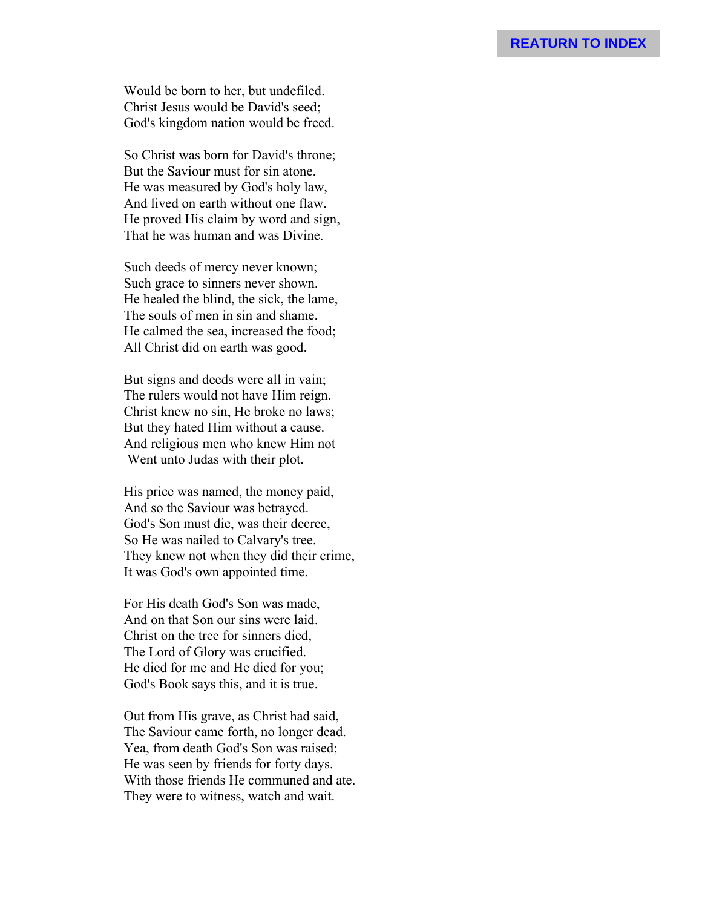Would be born to her, but undefiled.
Christ Jesus would be David's seed;
God's kingdom nation would be freed.

So Christ was born for David's throne;
But the Saviour must for sin atone.
He was measured by God's holy law,
And lived on earth without one flaw.
He proved His claim by word and sign,
That he was human and was Divine.

Such deeds of mercy never known;
Such grace to sinners never shown.
He healed the blind, the sick, the lame,
The souls of men in sin and shame.
He calmed the sea, increased the food;
All Christ did on earth was good.

But signs and deeds were all in vain;
The rulers would not have Him reign.
Christ knew no sin, He broke no laws;
But they hated Him without a cause.
And religious men who knew Him not
Went unto Judas with their plot.

His price was named, the money paid,
And so the Saviour was betrayed.
God's Son must die, was their decree,
So He was nailed to Calvary's tree.
They knew not when they did their crime,
It was God's own appointed time.

For His death God's Son was made,
And on that Son our sins were laid.
Christ on the tree for sinners died,
The Lord of Glory was crucified.
He died for me and He died for you;
God's Book says this, and it is true.

Out from His grave, as Christ had said,
The Saviour came forth, no longer dead.
Yea, from death God's Son was raised;
He was seen by friends for forty days.
With those friends He communed and ate.
They were to witness, watch and wait.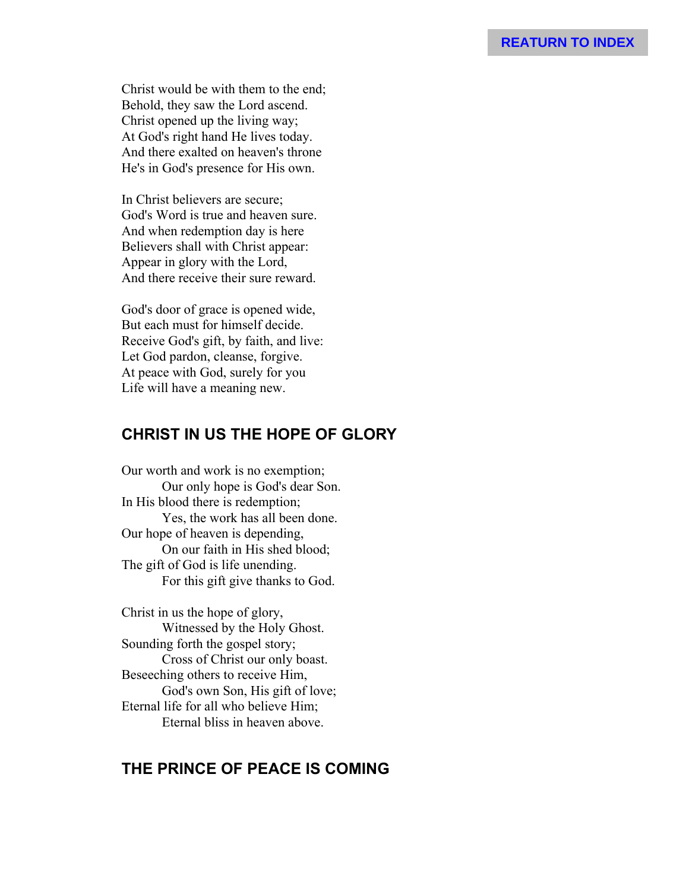REATURN TO INDEX

Christ would be with them to the end;
Behold, they saw the Lord ascend.
Christ opened up the living way;
At God's right hand He lives today.
And there exalted on heaven's throne
He's in God's presence for His own.

In Christ believers are secure;
God's Word is true and heaven sure.
And when redemption day is here
Believers shall with Christ appear:
Appear in glory with the Lord,
And there receive their sure reward.

God's door of grace is opened wide,
But each must for himself decide.
Receive God's gift, by faith, and live:
Let God pardon, cleanse, forgive.
At peace with God, surely for you
Life will have a meaning new.

## CHRIST IN US THE HOPE OF GLORY

Our worth and work is no exemption;
Our only hope is God's dear Son.
In His blood there is redemption;
Yes, the work has all been done.
Our hope of heaven is depending,
On our faith in His shed blood;
The gift of God is life unending.
For this gift give thanks to God.

Christ in us the hope of glory,
Witnessed by the Holy Ghost.
Sounding forth the gospel story;
Cross of Christ our only boast.
Beseeching others to receive Him,
God's own Son, His gift of love;
Eternal life for all who believe Him;
Eternal bliss in heaven above.

## THE PRINCE OF PEACE IS COMING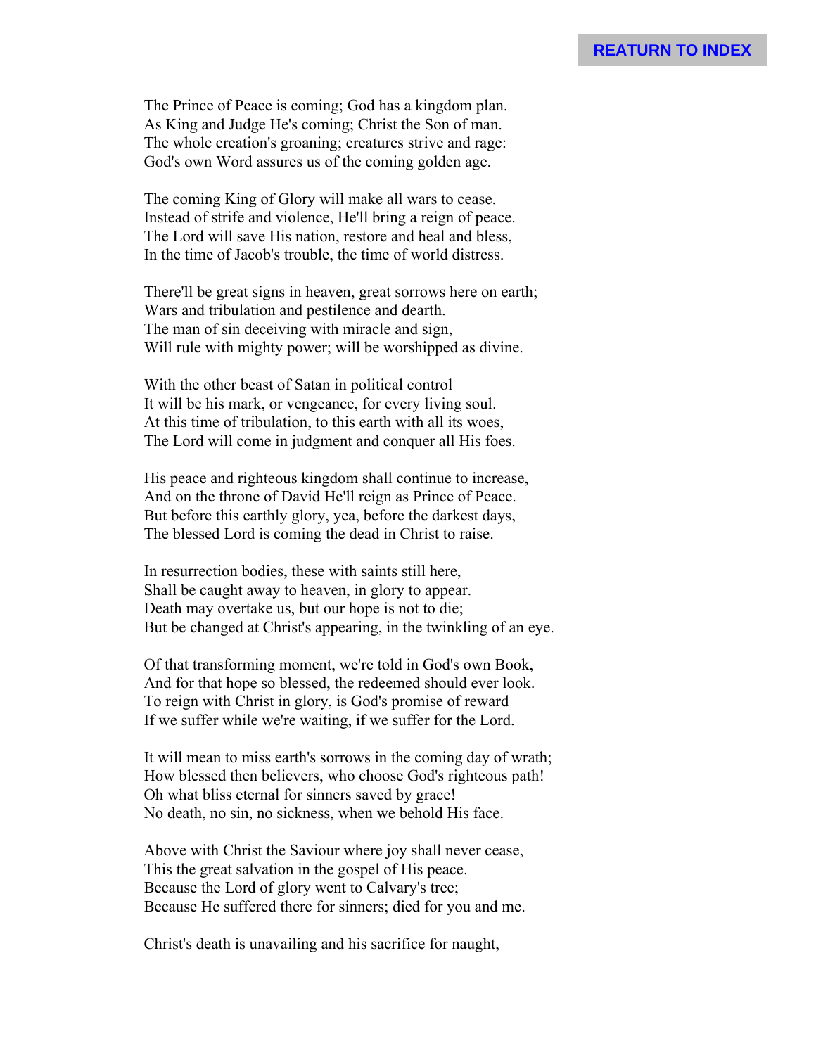REATURN TO INDEX

The Prince of Peace is coming; God has a kingdom plan.
As King and Judge He's coming; Christ the Son of man.
The whole creation's groaning; creatures strive and rage:
God's own Word assures us of the coming golden age.

The coming King of Glory will make all wars to cease.
Instead of strife and violence, He'll bring a reign of peace.
The Lord will save His nation, restore and heal and bless,
In the time of Jacob's trouble, the time of world distress.

There'll be great signs in heaven, great sorrows here on earth;
Wars and tribulation and pestilence and dearth.
The man of sin deceiving with miracle and sign,
Will rule with mighty power; will be worshipped as divine.

With the other beast of Satan in political control
It will be his mark, or vengeance, for every living soul.
At this time of tribulation, to this earth with all its woes,
The Lord will come in judgment and conquer all His foes.

His peace and righteous kingdom shall continue to increase,
And on the throne of David He'll reign as Prince of Peace.
But before this earthly glory, yea, before the darkest days,
The blessed Lord is coming the dead in Christ to raise.

In resurrection bodies, these with saints still here,
Shall be caught away to heaven, in glory to appear.
Death may overtake us, but our hope is not to die;
But be changed at Christ's appearing, in the twinkling of an eye.

Of that transforming moment, we're told in God's own Book,
And for that hope so blessed, the redeemed should ever look.
To reign with Christ in glory, is God's promise of reward
If we suffer while we're waiting, if we suffer for the Lord.

It will mean to miss earth's sorrows in the coming day of wrath;
How blessed then believers, who choose God's righteous path!
Oh what bliss eternal for sinners saved by grace!
No death, no sin, no sickness, when we behold His face.

Above with Christ the Saviour where joy shall never cease,
This the great salvation in the gospel of His peace.
Because the Lord of glory went to Calvary's tree;
Because He suffered there for sinners; died for you and me.

Christ's death is unavailing and his sacrifice for naught,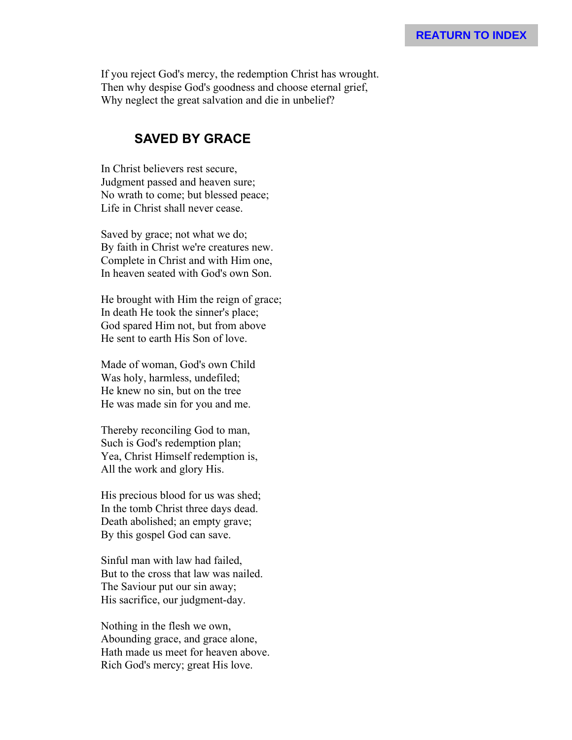If you reject God's mercy, the redemption Christ has wrought.
Then why despise God's goodness and choose eternal grief,
Why neglect the great salvation and die in unbelief?

## SAVED BY GRACE

In Christ believers rest secure,
Judgment passed and heaven sure;
No wrath to come; but blessed peace;
Life in Christ shall never cease.

Saved by grace; not what we do;
By faith in Christ we're creatures new.
Complete in Christ and with Him one,
In heaven seated with God's own Son.

He brought with Him the reign of grace;
In death He took the sinner's place;
God spared Him not, but from above
He sent to earth His Son of love.

Made of woman, God's own Child
Was holy, harmless, undefiled;
He knew no sin, but on the tree
He was made sin for you and me.

Thereby reconciling God to man,
Such is God's redemption plan;
Yea, Christ Himself redemption is,
All the work and glory His.

His precious blood for us was shed;
In the tomb Christ three days dead.
Death abolished; an empty grave;
By this gospel God can save.

Sinful man with law had failed,
But to the cross that law was nailed.
The Saviour put our sin away;
His sacrifice, our judgment-day.

Nothing in the flesh we own,
Abounding grace, and grace alone,
Hath made us meet for heaven above.
Rich God's mercy; great His love.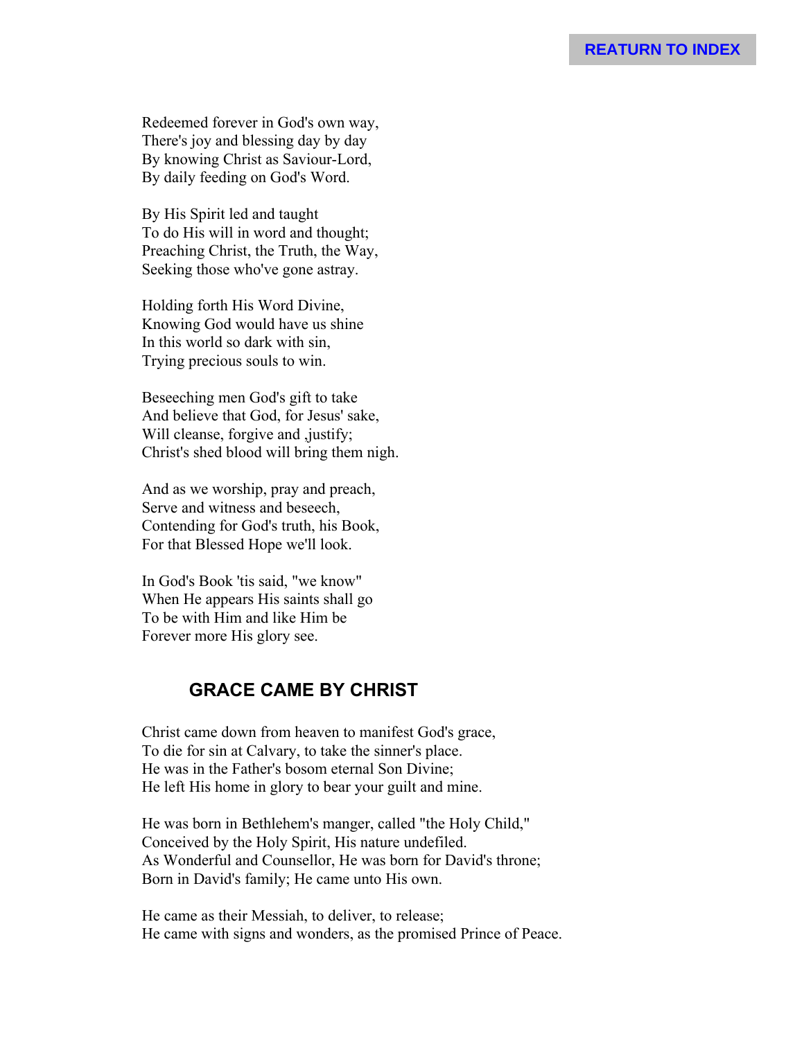Redeemed forever in God's own way,
There's joy and blessing day by day
By knowing Christ as Saviour-Lord,
By daily feeding on God's Word.

By His Spirit led and taught
To do His will in word and thought;
Preaching Christ, the Truth, the Way,
Seeking those who've gone astray.

Holding forth His Word Divine,
Knowing God would have us shine
In this world so dark with sin,
Trying precious souls to win.

Beseeching men God's gift to take
And believe that God, for Jesus' sake,
Will cleanse, forgive and ,justify;
Christ's shed blood will bring them nigh.

And as we worship, pray and preach,
Serve and witness and beseech,
Contending for God's truth, his Book,
For that Blessed Hope we'll look.

In God's Book 'tis said, "we know"
When He appears His saints shall go
To be with Him and like Him be
Forever more His glory see.

## GRACE CAME BY CHRIST

Christ came down from heaven to manifest God's grace,
To die for sin at Calvary, to take the sinner's place.
He was in the Father's bosom eternal Son Divine;
He left His home in glory to bear your guilt and mine.

He was born in Bethlehem's manger, called "the Holy Child,"
Conceived by the Holy Spirit, His nature undefiled.
As Wonderful and Counsellor, He was born for David's throne;
Born in David's family; He came unto His own.

He came as their Messiah, to deliver, to release;
He came with signs and wonders, as the promised Prince of Peace.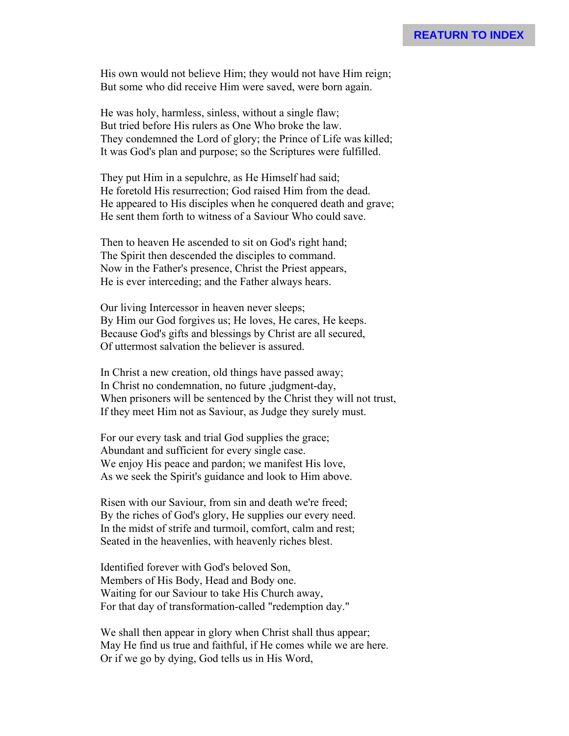REATURN TO INDEX

His own would not believe Him; they would not have Him reign;
But some who did receive Him were saved, were born again.

He was holy, harmless, sinless, without a single flaw;
But tried before His rulers as One Who broke the law.
They condemned the Lord of glory; the Prince of Life was killed;
It was God's plan and purpose; so the Scriptures were fulfilled.

They put Him in a sepulchre, as He Himself had said;
He foretold His resurrection; God raised Him from the dead.
He appeared to His disciples when he conquered death and grave;
He sent them forth to witness of a Saviour Who could save.

Then to heaven He ascended to sit on God's right hand;
The Spirit then descended the disciples to command.
Now in the Father's presence, Christ the Priest appears,
He is ever interceding; and the Father always hears.

Our living Intercessor in heaven never sleeps;
By Him our God forgives us; He loves, He cares, He keeps.
Because God's gifts and blessings by Christ are all secured,
Of uttermost salvation the believer is assured.

In Christ a new creation, old things have passed away;
In Christ no condemnation, no future ,judgment-day,
When prisoners will be sentenced by the Christ they will not trust,
If they meet Him not as Saviour, as Judge they surely must.

For our every task and trial God supplies the grace;
Abundant and sufficient for every single case.
We enjoy His peace and pardon; we manifest His love,
As we seek the Spirit's guidance and look to Him above.

Risen with our Saviour, from sin and death we're freed;
By the riches of God's glory, He supplies our every need.
In the midst of strife and turmoil, comfort, calm and rest;
Seated in the heavenlies, with heavenly riches blest.

Identified forever with God's beloved Son,
Members of His Body, Head and Body one.
Waiting for our Saviour to take His Church away,
For that day of transformation-called "redemption day."

We shall then appear in glory when Christ shall thus appear;
May He find us true and faithful, if He comes while we are here.
Or if we go by dying, God tells us in His Word,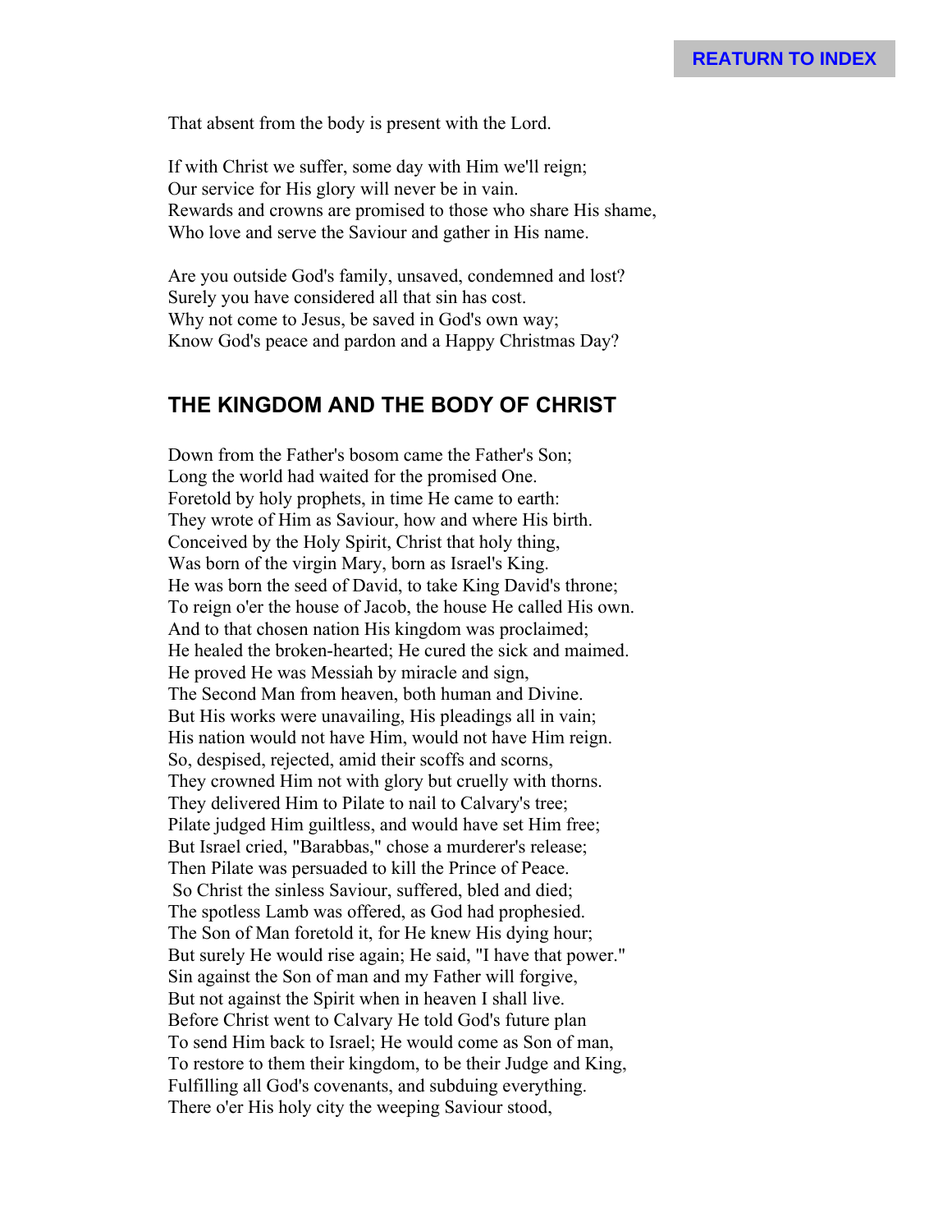REATURN TO INDEX

That absent from the body is present with the Lord.

If with Christ we suffer, some day with Him we'll reign;
Our service for His glory will never be in vain.
Rewards and crowns are promised to those who share His shame,
Who love and serve the Saviour and gather in His name.

Are you outside God's family, unsaved, condemned and lost?
Surely you have considered all that sin has cost.
Why not come to Jesus, be saved in God's own way;
Know God's peace and pardon and a Happy Christmas Day?

## THE KINGDOM AND THE BODY OF CHRIST

Down from the Father's bosom came the Father's Son;
Long the world had waited for the promised One.
Foretold by holy prophets, in time He came to earth:
They wrote of Him as Saviour, how and where His birth.
Conceived by the Holy Spirit, Christ that holy thing,
Was born of the virgin Mary, born as Israel's King.
He was born the seed of David, to take King David's throne;
To reign o'er the house of Jacob, the house He called His own.
And to that chosen nation His kingdom was proclaimed;
He healed the broken-hearted; He cured the sick and maimed.
He proved He was Messiah by miracle and sign,
The Second Man from heaven, both human and Divine.
But His works were unavailing, His pleadings all in vain;
His nation would not have Him, would not have Him reign.
So, despised, rejected, amid their scoffs and scorns,
They crowned Him not with glory but cruelly with thorns.
They delivered Him to Pilate to nail to Calvary's tree;
Pilate judged Him guiltless, and would have set Him free;
But Israel cried, "Barabbas," chose a murderer's release;
Then Pilate was persuaded to kill the Prince of Peace.
So Christ the sinless Saviour, suffered, bled and died;
The spotless Lamb was offered, as God had prophesied.
The Son of Man foretold it, for He knew His dying hour;
But surely He would rise again; He said, "I have that power."
Sin against the Son of man and my Father will forgive,
But not against the Spirit when in heaven I shall live.
Before Christ went to Calvary He told God's future plan
To send Him back to Israel; He would come as Son of man,
To restore to them their kingdom, to be their Judge and King,
Fulfilling all God's covenants, and subduing everything.
There o'er His holy city the weeping Saviour stood,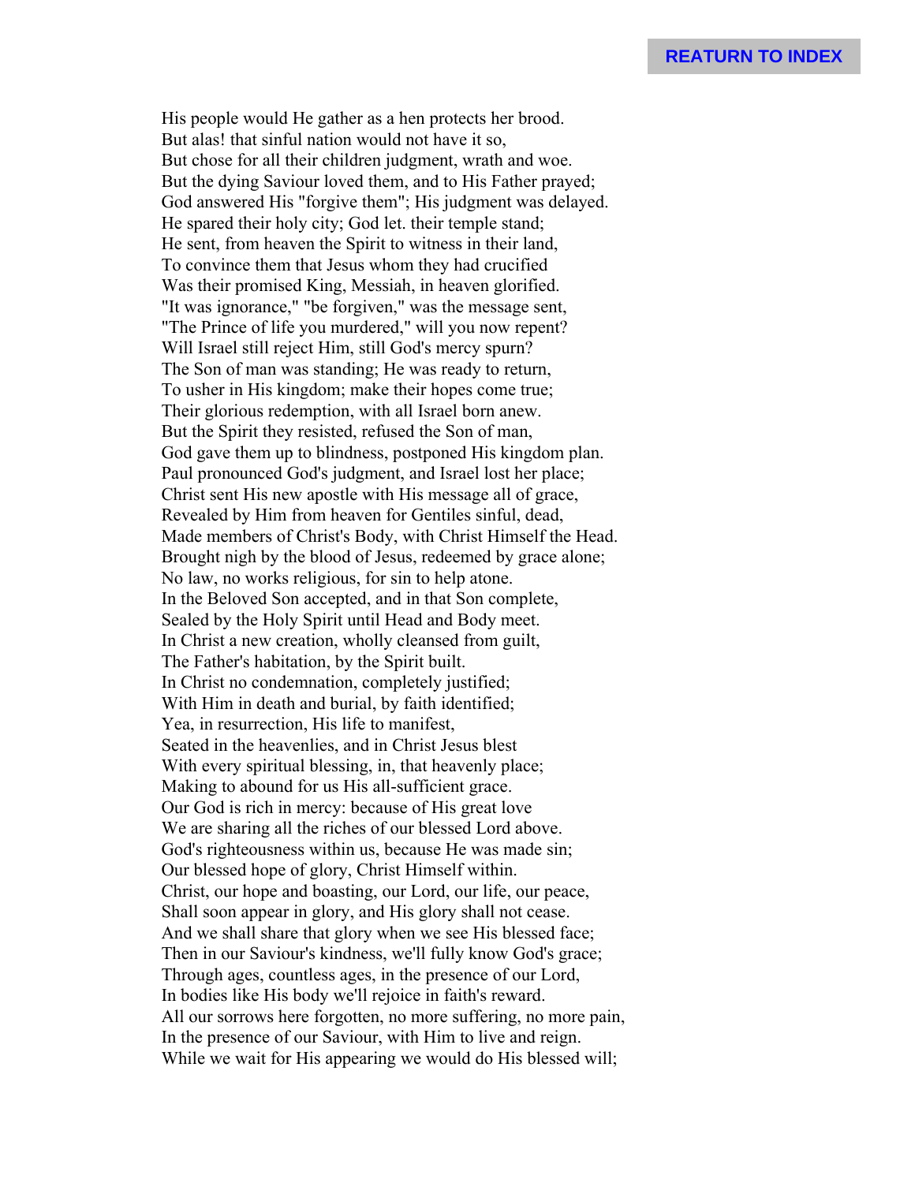His people would He gather as a hen protects her brood.
But alas! that sinful nation would not have it so,
But chose for all their children judgment, wrath and woe.
But the dying Saviour loved them, and to His Father prayed;
God answered His "forgive them"; His judgment was delayed.
He spared their holy city; God let. their temple stand;
He sent, from heaven the Spirit to witness in their land,
To convince them that Jesus whom they had crucified
Was their promised King, Messiah, in heaven glorified.
"It was ignorance," "be forgiven," was the message sent,
"The Prince of life you murdered," will you now repent?
Will Israel still reject Him, still God's mercy spurn?
The Son of man was standing; He was ready to return,
To usher in His kingdom; make their hopes come true;
Their glorious redemption, with all Israel born anew.
But the Spirit they resisted, refused the Son of man,
God gave them up to blindness, postponed His kingdom plan.
Paul pronounced God's judgment, and Israel lost her place;
Christ sent His new apostle with His message all of grace,
Revealed by Him from heaven for Gentiles sinful, dead,
Made members of Christ's Body, with Christ Himself the Head.
Brought nigh by the blood of Jesus, redeemed by grace alone;
No law, no works religious, for sin to help atone.
In the Beloved Son accepted, and in that Son complete,
Sealed by the Holy Spirit until Head and Body meet.
In Christ a new creation, wholly cleansed from guilt,
The Father's habitation, by the Spirit built.
In Christ no condemnation, completely justified;
With Him in death and burial, by faith identified;
Yea, in resurrection, His life to manifest,
Seated in the heavenlies, and in Christ Jesus blest
With every spiritual blessing, in, that heavenly place;
Making to abound for us His all-sufficient grace.
Our God is rich in mercy: because of His great love
We are sharing all the riches of our blessed Lord above.
God's righteousness within us, because He was made sin;
Our blessed hope of glory, Christ Himself within.
Christ, our hope and boasting, our Lord, our life, our peace,
Shall soon appear in glory, and His glory shall not cease.
And we shall share that glory when we see His blessed face;
Then in our Saviour's kindness, we'll fully know God's grace;
Through ages, countless ages, in the presence of our Lord,
In bodies like His body we'll rejoice in faith's reward.
All our sorrows here forgotten, no more suffering, no more pain,
In the presence of our Saviour, with Him to live and reign.
While we wait for His appearing we would do His blessed will;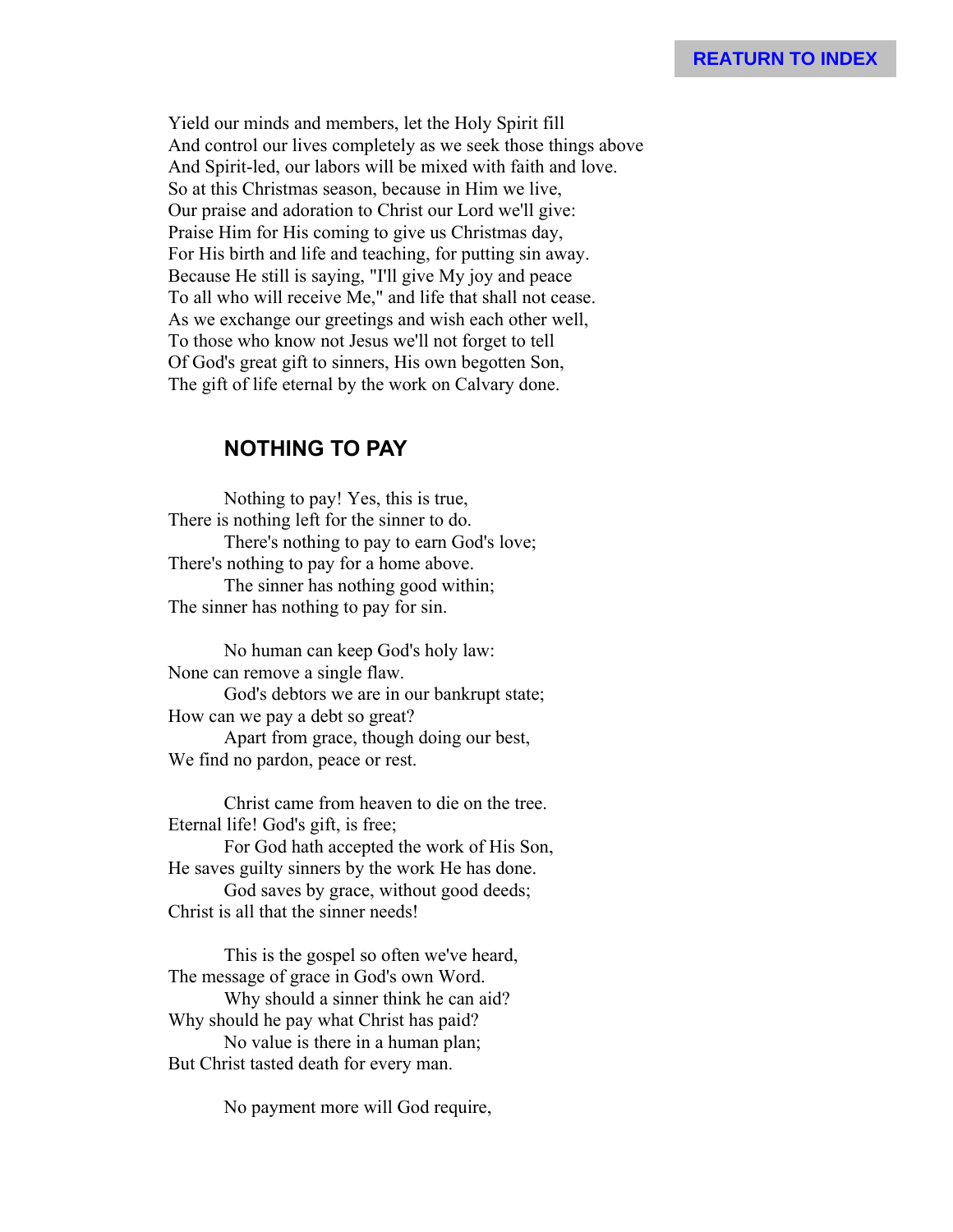Yield our minds and members, let the Holy Spirit fill
And control our lives completely as we seek those things above
And Spirit-led, our labors will be mixed with faith and love.
So at this Christmas season, because in Him we live,
Our praise and adoration to Christ our Lord we'll give:
Praise Him for His coming to give us Christmas day,
For His birth and life and teaching, for putting sin away.
Because He still is saying, "I'll give My joy and peace
To all who will receive Me," and life that shall not cease.
As we exchange our greetings and wish each other well,
To those who know not Jesus we'll not forget to tell
Of God's great gift to sinners, His own begotten Son,
The gift of life eternal by the work on Calvary done.

## NOTHING TO PAY

Nothing to pay! Yes, this is true,
There is nothing left for the sinner to do.
There's nothing to pay to earn God's love;
There's nothing to pay for a home above.
The sinner has nothing good within;
The sinner has nothing to pay for sin.

No human can keep God's holy law:
None can remove a single flaw.
God's debtors we are in our bankrupt state;
How can we pay a debt so great?
Apart from grace, though doing our best,
We find no pardon, peace or rest.

Christ came from heaven to die on the tree.
Eternal life! God's gift, is free;
For God hath accepted the work of His Son,
He saves guilty sinners by the work He has done.
God saves by grace, without good deeds;
Christ is all that the sinner needs!

This is the gospel so often we've heard,
The message of grace in God's own Word.
Why should a sinner think he can aid?
Why should he pay what Christ has paid?
No value is there in a human plan;
But Christ tasted death for every man.

No payment more will God require,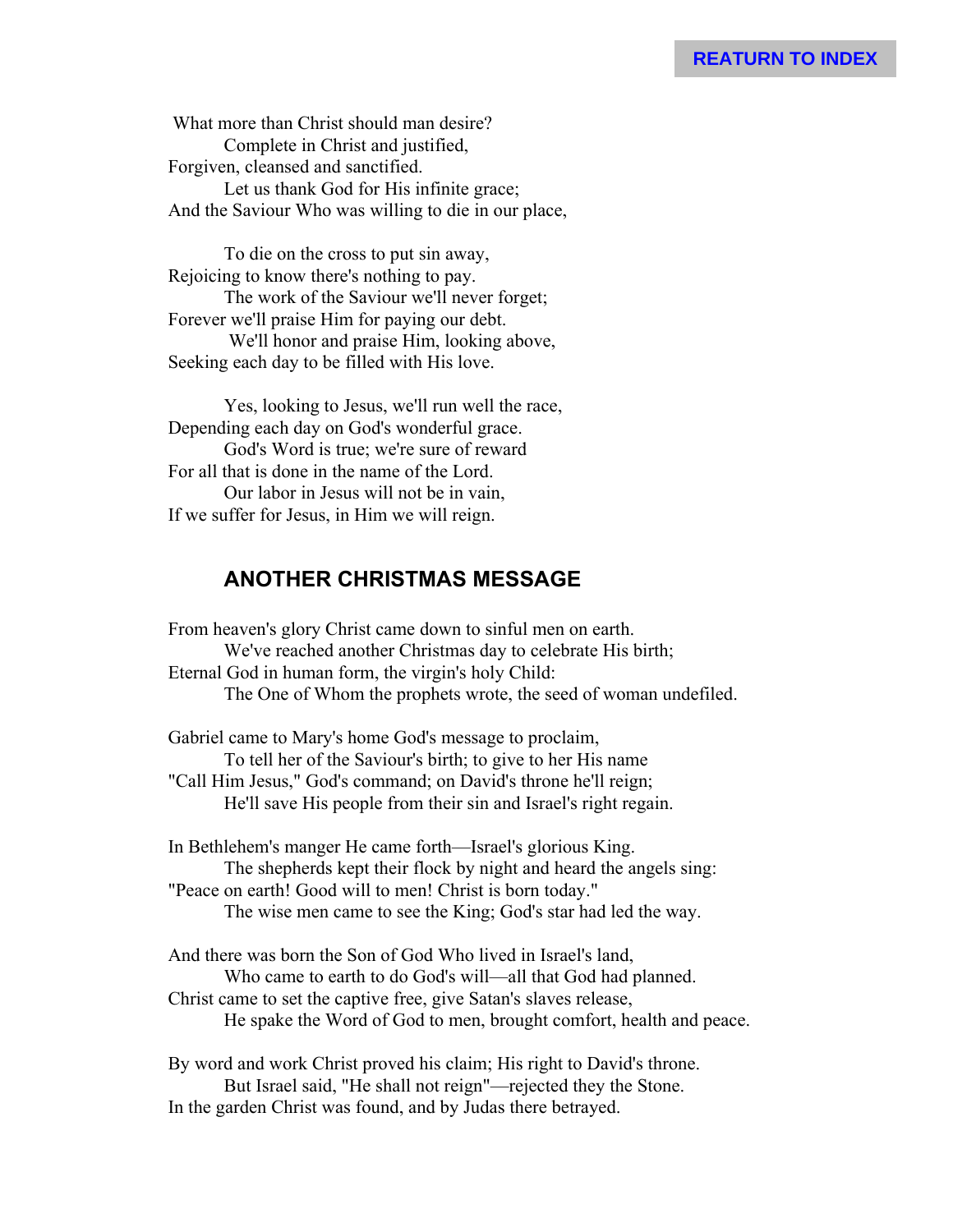What more than Christ should man desire?
Complete in Christ and justified,
Forgiven, cleansed and sanctified.
Let us thank God for His infinite grace;
And the Saviour Who was willing to die in our place,

To die on the cross to put sin away,
Rejoicing to know there's nothing to pay.
The work of the Saviour we'll never forget;
Forever we'll praise Him for paying our debt.
We'll honor and praise Him, looking above,
Seeking each day to be filled with His love.

Yes, looking to Jesus, we'll run well the race,
Depending each day on God's wonderful grace.
God's Word is true; we're sure of reward
For all that is done in the name of the Lord.
Our labor in Jesus will not be in vain,
If we suffer for Jesus, in Him we will reign.

## ANOTHER CHRISTMAS MESSAGE

From heaven's glory Christ came down to sinful men on earth.
We've reached another Christmas day to celebrate His birth;
Eternal God in human form, the virgin's holy Child:
The One of Whom the prophets wrote, the seed of woman undefiled.

Gabriel came to Mary's home God's message to proclaim,
To tell her of the Saviour's birth; to give to her His name
"Call Him Jesus," God's command; on David's throne he'll reign;
He'll save His people from their sin and Israel's right regain.

In Bethlehem's manger He came forth—Israel's glorious King.
The shepherds kept their flock by night and heard the angels sing:
"Peace on earth! Good will to men! Christ is born today."
The wise men came to see the King; God's star had led the way.

And there was born the Son of God Who lived in Israel's land,
Who came to earth to do God's will—all that God had planned.
Christ came to set the captive free, give Satan's slaves release,
He spake the Word of God to men, brought comfort, health and peace.

By word and work Christ proved his claim; His right to David's throne.
But Israel said, "He shall not reign"—rejected they the Stone.
In the garden Christ was found, and by Judas there betrayed.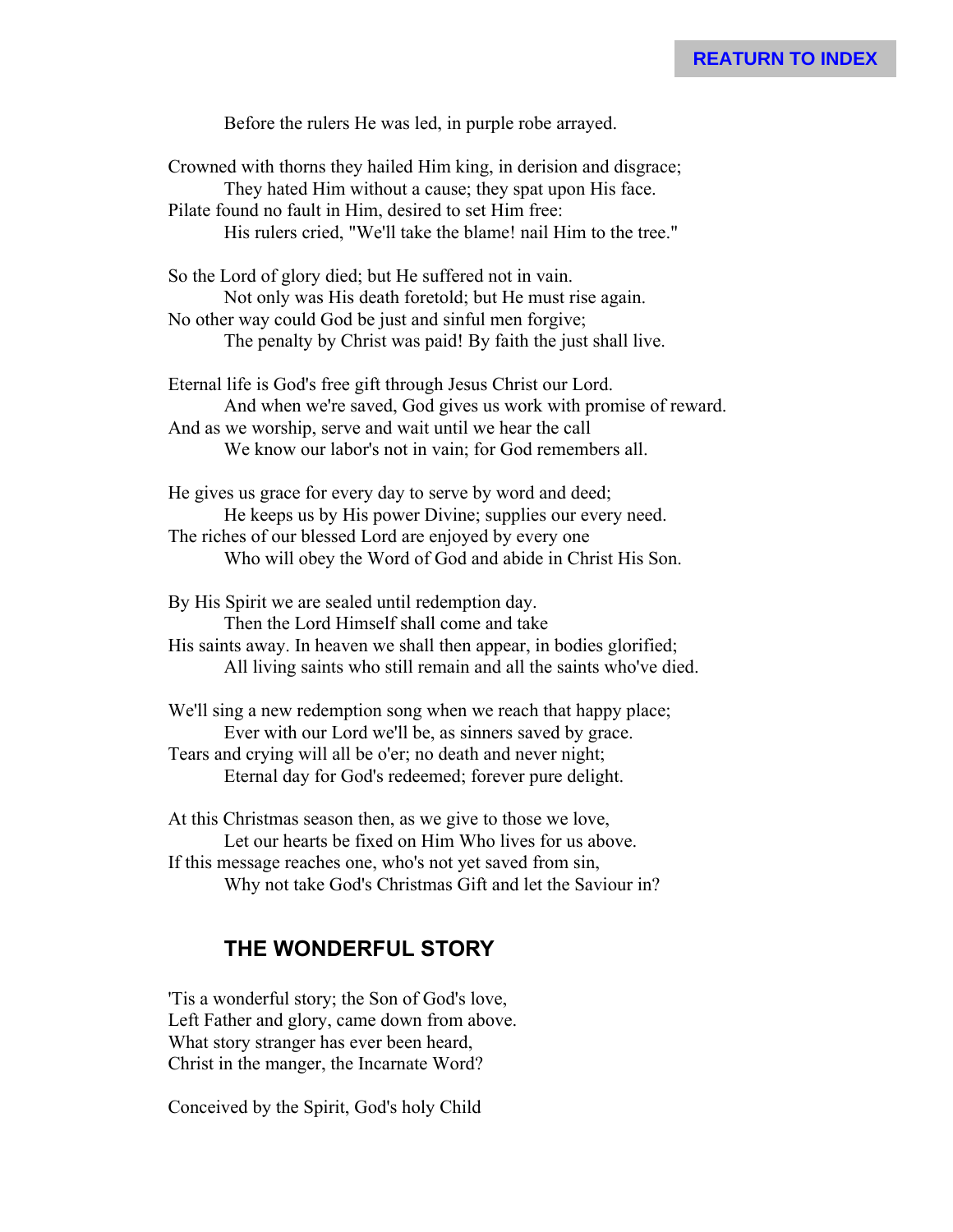Before the rulers He was led, in purple robe arrayed.

Crowned with thorns they hailed Him king, in derision and disgrace;
They hated Him without a cause; they spat upon His face.
Pilate found no fault in Him, desired to set Him free:
His rulers cried, "We'll take the blame! nail Him to the tree."

So the Lord of glory died; but He suffered not in vain.
Not only was His death foretold; but He must rise again.
No other way could God be just and sinful men forgive;
The penalty by Christ was paid! By faith the just shall live.

Eternal life is God's free gift through Jesus Christ our Lord.
And when we're saved, God gives us work with promise of reward.
And as we worship, serve and wait until we hear the call
We know our labor's not in vain; for God remembers all.

He gives us grace for every day to serve by word and deed;
He keeps us by His power Divine; supplies our every need.
The riches of our blessed Lord are enjoyed by every one
Who will obey the Word of God and abide in Christ His Son.

By His Spirit we are sealed until redemption day.
Then the Lord Himself shall come and take
His saints away. In heaven we shall then appear, in bodies glorified;
All living saints who still remain and all the saints who've died.

We'll sing a new redemption song when we reach that happy place;
Ever with our Lord we'll be, as sinners saved by grace.
Tears and crying will all be o'er; no death and never night;
Eternal day for God's redeemed; forever pure delight.

At this Christmas season then, as we give to those we love,
Let our hearts be fixed on Him Who lives for us above.
If this message reaches one, who's not yet saved from sin,
Why not take God's Christmas Gift and let the Saviour in?

## THE WONDERFUL STORY

'Tis a wonderful story; the Son of God's love,
Left Father and glory, came down from above.
What story stranger has ever been heard,
Christ in the manger, the Incarnate Word?

Conceived by the Spirit, God's holy Child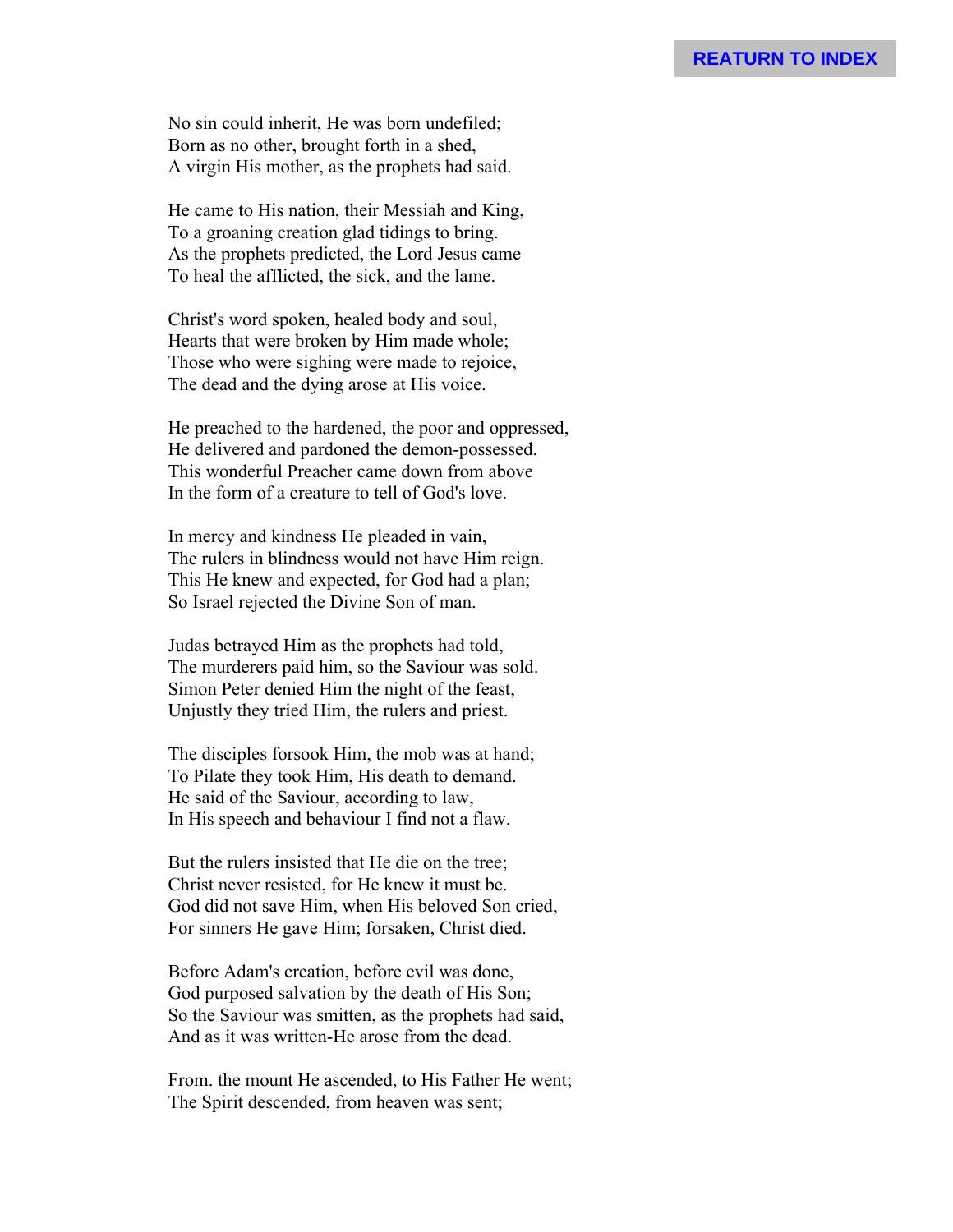REATURN TO INDEX

No sin could inherit, He was born undefiled;
Born as no other, brought forth in a shed,
A virgin His mother, as the prophets had said.

He came to His nation, their Messiah and King,
To a groaning creation glad tidings to bring.
As the prophets predicted, the Lord Jesus came
To heal the afflicted, the sick, and the lame.

Christ's word spoken, healed body and soul,
Hearts that were broken by Him made whole;
Those who were sighing were made to rejoice,
The dead and the dying arose at His voice.

He preached to the hardened, the poor and oppressed,
He delivered and pardoned the demon-possessed.
This wonderful Preacher came down from above
In the form of a creature to tell of God's love.

In mercy and kindness He pleaded in vain,
The rulers in blindness would not have Him reign.
This He knew and expected, for God had a plan;
So Israel rejected the Divine Son of man.

Judas betrayed Him as the prophets had told,
The murderers paid him, so the Saviour was sold.
Simon Peter denied Him the night of the feast,
Unjustly they tried Him, the rulers and priest.

The disciples forsook Him, the mob was at hand;
To Pilate they took Him, His death to demand.
He said of the Saviour, according to law,
In His speech and behaviour I find not a flaw.

But the rulers insisted that He die on the tree;
Christ never resisted, for He knew it must be.
God did not save Him, when His beloved Son cried,
For sinners He gave Him; forsaken, Christ died.

Before Adam's creation, before evil was done,
God purposed salvation by the death of His Son;
So the Saviour was smitten, as the prophets had said,
And as it was written-He arose from the dead.

From. the mount He ascended, to His Father He went;
The Spirit descended, from heaven was sent;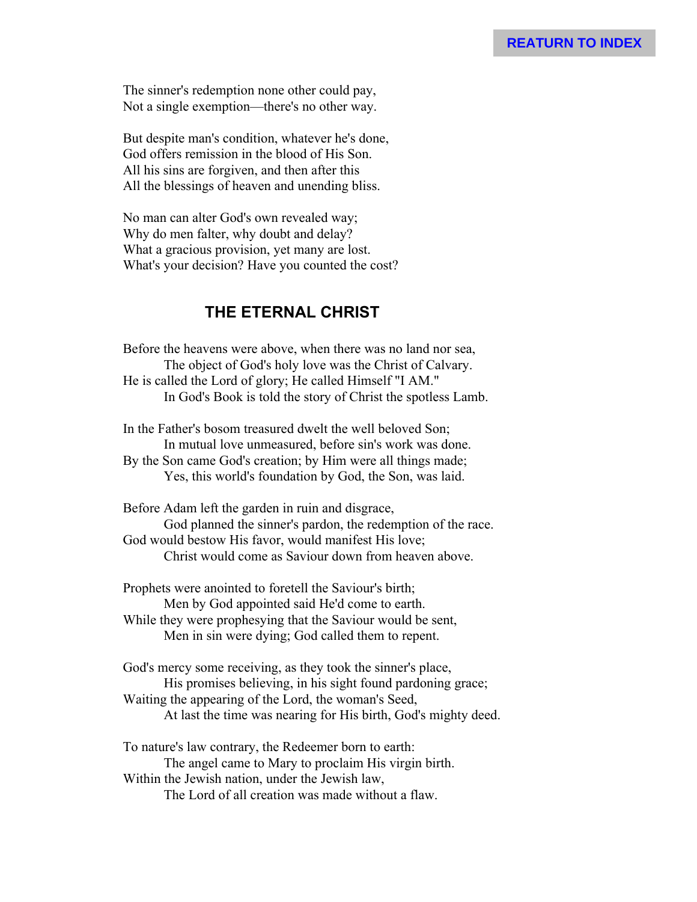The sinner's redemption none other could pay,
Not a single exemption—there's no other way.

But despite man's condition, whatever he's done,
God offers remission in the blood of His Son.
All his sins are forgiven, and then after this
All the blessings of heaven and unending bliss.

No man can alter God's own revealed way;
Why do men falter, why doubt and delay?
What a gracious provision, yet many are lost.
What's your decision? Have you counted the cost?

## THE ETERNAL CHRIST

Before the heavens were above, when there was no land nor sea,
The object of God's holy love was the Christ of Calvary.
He is called the Lord of glory; He called Himself "I AM."
In God's Book is told the story of Christ the spotless Lamb.

In the Father's bosom treasured dwelt the well beloved Son;
In mutual love unmeasured, before sin's work was done.
By the Son came God's creation; by Him were all things made;
Yes, this world's foundation by God, the Son, was laid.

Before Adam left the garden in ruin and disgrace,
God planned the sinner's pardon, the redemption of the race.
God would bestow His favor, would manifest His love;
Christ would come as Saviour down from heaven above.

Prophets were anointed to foretell the Saviour's birth;
Men by God appointed said He'd come to earth.
While they were prophesying that the Saviour would be sent,
Men in sin were dying; God called them to repent.

God's mercy some receiving, as they took the sinner's place,
His promises believing, in his sight found pardoning grace;
Waiting the appearing of the Lord, the woman's Seed,
At last the time was nearing for His birth, God's mighty deed.

To nature's law contrary, the Redeemer born to earth:
The angel came to Mary to proclaim His virgin birth.
Within the Jewish nation, under the Jewish law,
The Lord of all creation was made without a flaw.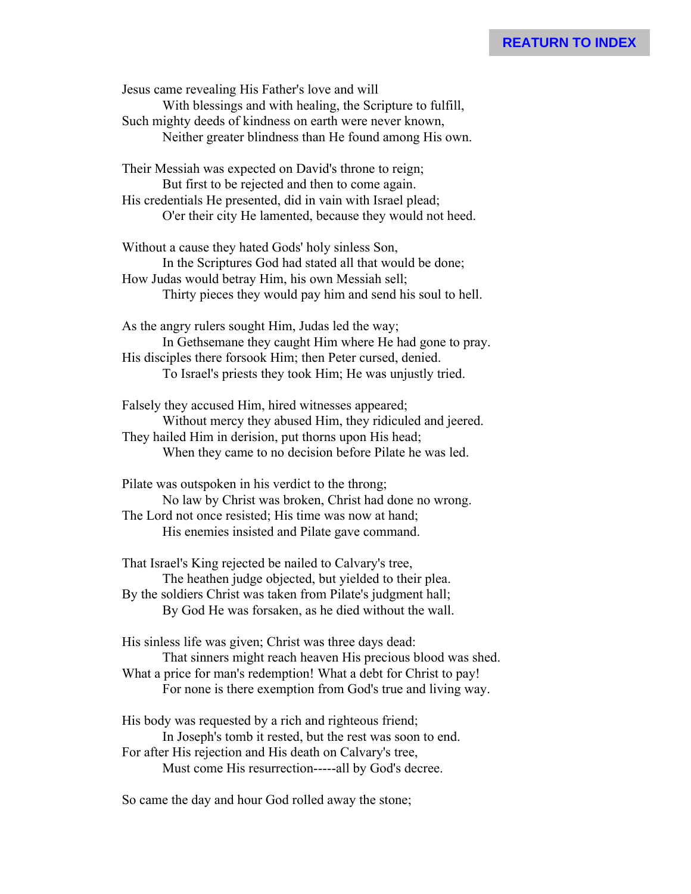REATURN TO INDEX

Jesus came revealing His Father's love and will
With blessings and with healing, the Scripture to fulfill,
Such mighty deeds of kindness on earth were never known,
Neither greater blindness than He found among His own.

Their Messiah was expected on David's throne to reign;
But first to be rejected and then to come again.
His credentials He presented, did in vain with Israel plead;
O'er their city He lamented, because they would not heed.

Without a cause they hated Gods' holy sinless Son,
In the Scriptures God had stated all that would be done;
How Judas would betray Him, his own Messiah sell;
Thirty pieces they would pay him and send his soul to hell.

As the angry rulers sought Him, Judas led the way;
In Gethsemane they caught Him where He had gone to pray.
His disciples there forsook Him; then Peter cursed, denied.
To Israel's priests they took Him; He was unjustly tried.

Falsely they accused Him, hired witnesses appeared;
Without mercy they abused Him, they ridiculed and jeered.
They hailed Him in derision, put thorns upon His head;
When they came to no decision before Pilate he was led.

Pilate was outspoken in his verdict to the throng;
No law by Christ was broken, Christ had done no wrong.
The Lord not once resisted; His time was now at hand;
His enemies insisted and Pilate gave command.

That Israel's King rejected be nailed to Calvary's tree,
The heathen judge objected, but yielded to their plea.
By the soldiers Christ was taken from Pilate's judgment hall;
By God He was forsaken, as he died without the wall.

His sinless life was given; Christ was three days dead:
That sinners might reach heaven His precious blood was shed.
What a price for man's redemption! What a debt for Christ to pay!
For none is there exemption from God's true and living way.

His body was requested by a rich and righteous friend;
In Joseph's tomb it rested, but the rest was soon to end.
For after His rejection and His death on Calvary's tree,
Must come His resurrection-----all by God's decree.

So came the day and hour God rolled away the stone;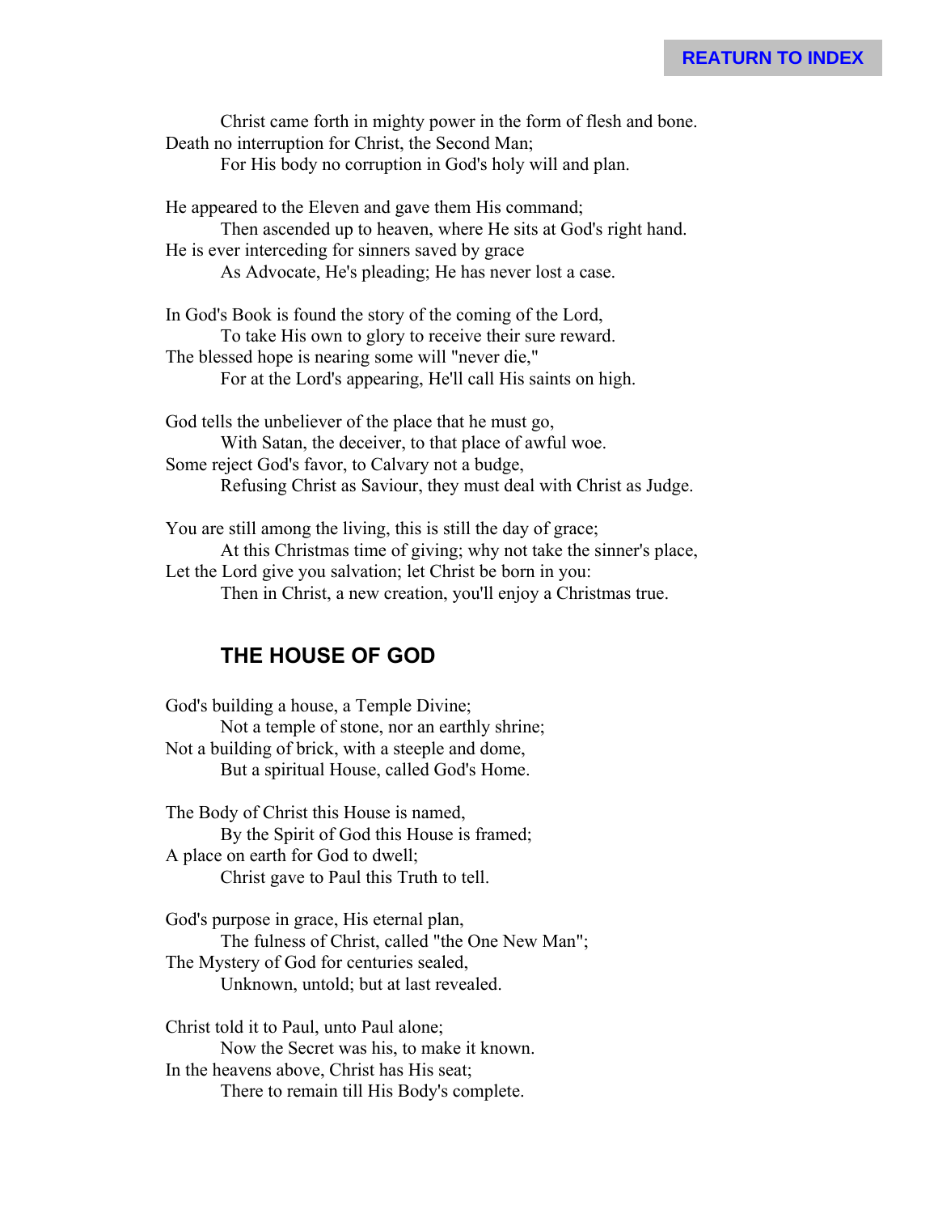Christ came forth in mighty power in the form of flesh and bone.  
Death no interruption for Christ, the Second Man;  
For His body no corruption in God's holy will and plan.

He appeared to the Eleven and gave them His command;  
Then ascended up to heaven, where He sits at God's right hand.  
He is ever interceding for sinners saved by grace  
As Advocate, He's pleading; He has never lost a case.

In God's Book is found the story of the coming of the Lord,  
To take His own to glory to receive their sure reward.  
The blessed hope is nearing some will "never die,"  
For at the Lord's appearing, He'll call His saints on high.

God tells the unbeliever of the place that he must go,  
With Satan, the deceiver, to that place of awful woe.  
Some reject God's favor, to Calvary not a budge,  
Refusing Christ as Saviour, they must deal with Christ as Judge.

You are still among the living, this is still the day of grace;  
At this Christmas time of giving; why not take the sinner's place,  
Let the Lord give you salvation; let Christ be born in you:  
Then in Christ, a new creation, you'll enjoy a Christmas true.

## THE HOUSE OF GOD

God's building a house, a Temple Divine;  
Not a temple of stone, nor an earthly shrine;  
Not a building of brick, with a steeple and dome,  
But a spiritual House, called God's Home.

The Body of Christ this House is named,  
By the Spirit of God this House is framed;  
A place on earth for God to dwell;  
Christ gave to Paul this Truth to tell.

God's purpose in grace, His eternal plan,  
The fulness of Christ, called "the One New Man";  
The Mystery of God for centuries sealed,  
Unknown, untold; but at last revealed.

Christ told it to Paul, unto Paul alone;  
Now the Secret was his, to make it known.  
In the heavens above, Christ has His seat;  
There to remain till His Body's complete.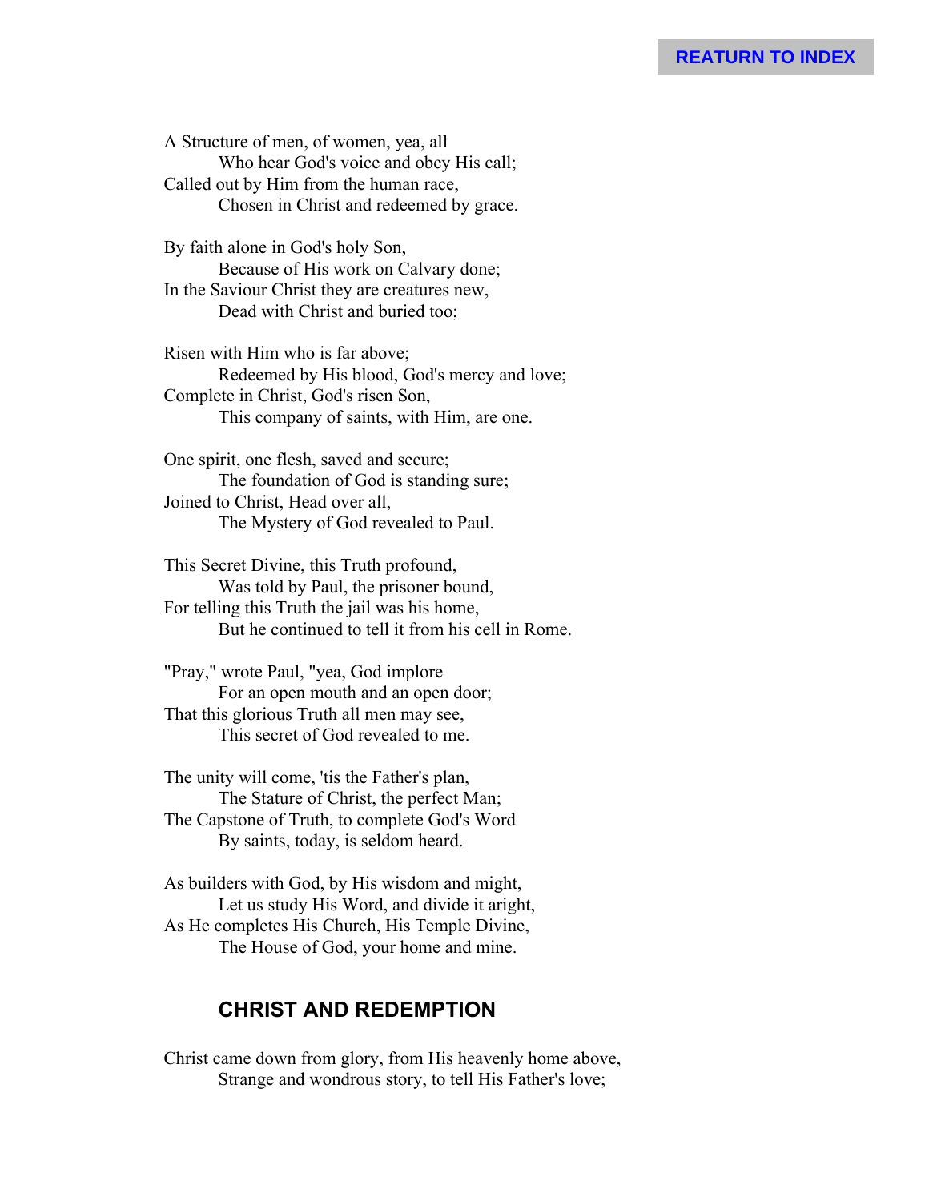A Structure of men, of women, yea, all
Who hear God's voice and obey His call;
Called out by Him from the human race,
Chosen in Christ and redeemed by grace.

By faith alone in God's holy Son,
Because of His work on Calvary done;
In the Saviour Christ they are creatures new,
Dead with Christ and buried too;

Risen with Him who is far above;
Redeemed by His blood, God's mercy and love;
Complete in Christ, God's risen Son,
This company of saints, with Him, are one.

One spirit, one flesh, saved and secure;
The foundation of God is standing sure;
Joined to Christ, Head over all,
The Mystery of God revealed to Paul.

This Secret Divine, this Truth profound,
Was told by Paul, the prisoner bound,
For telling this Truth the jail was his home,
But he continued to tell it from his cell in Rome.

"Pray," wrote Paul, "yea, God implore
For an open mouth and an open door;
That this glorious Truth all men may see,
This secret of God revealed to me.

The unity will come, 'tis the Father's plan,
The Stature of Christ, the perfect Man;
The Capstone of Truth, to complete God's Word
By saints, today, is seldom heard.

As builders with God, by His wisdom and might,
Let us study His Word, and divide it aright,
As He completes His Church, His Temple Divine,
The House of God, your home and mine.

## CHRIST AND REDEMPTION

Christ came down from glory, from His heavenly home above,
Strange and wondrous story, to tell His Father's love;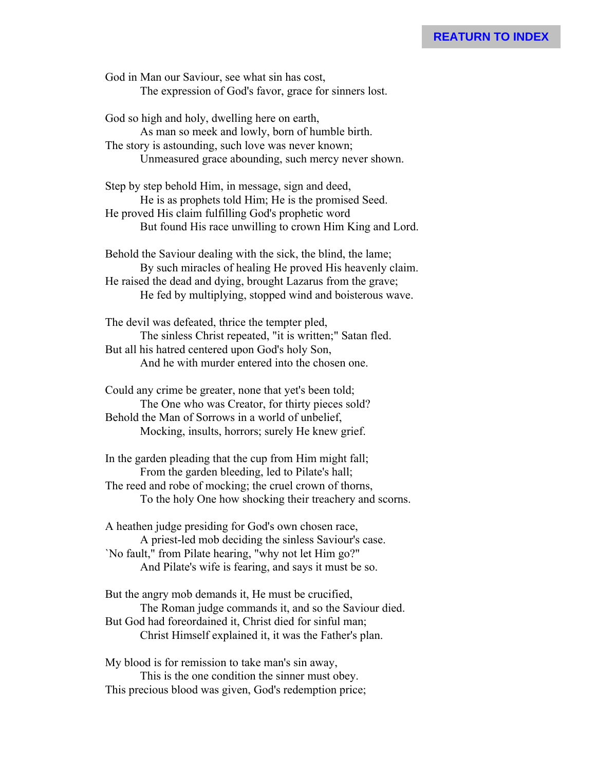REATURN TO INDEX

God in Man our Saviour, see what sin has cost,
The expression of God's favor, grace for sinners lost.

God so high and holy, dwelling here on earth,
As man so meek and lowly, born of humble birth.
The story is astounding, such love was never known;
Unmeasured grace abounding, such mercy never shown.

Step by step behold Him, in message, sign and deed,
He is as prophets told Him; He is the promised Seed.
He proved His claim fulfilling God's prophetic word
But found His race unwilling to crown Him King and Lord.

Behold the Saviour dealing with the sick, the blind, the lame;
By such miracles of healing He proved His heavenly claim.
He raised the dead and dying, brought Lazarus from the grave;
He fed by multiplying, stopped wind and boisterous wave.

The devil was defeated, thrice the tempter pled,
The sinless Christ repeated, "it is written;" Satan fled.
But all his hatred centered upon God's holy Son,
And he with murder entered into the chosen one.

Could any crime be greater, none that yet's been told;
The One who was Creator, for thirty pieces sold?
Behold the Man of Sorrows in a world of unbelief,
Mocking, insults, horrors; surely He knew grief.

In the garden pleading that the cup from Him might fall;
From the garden bleeding, led to Pilate's hall;
The reed and robe of mocking; the cruel crown of thorns,
To the holy One how shocking their treachery and scorns.

A heathen judge presiding for God's own chosen race,
A priest-led mob deciding the sinless Saviour's case.
`No fault," from Pilate hearing, "why not let Him go?"
And Pilate's wife is fearing, and says it must be so.

But the angry mob demands it, He must be crucified,
The Roman judge commands it, and so the Saviour died.
But God had foreordained it, Christ died for sinful man;
Christ Himself explained it, it was the Father's plan.

My blood is for remission to take man's sin away,
This is the one condition the sinner must obey.
This precious blood was given, God's redemption price;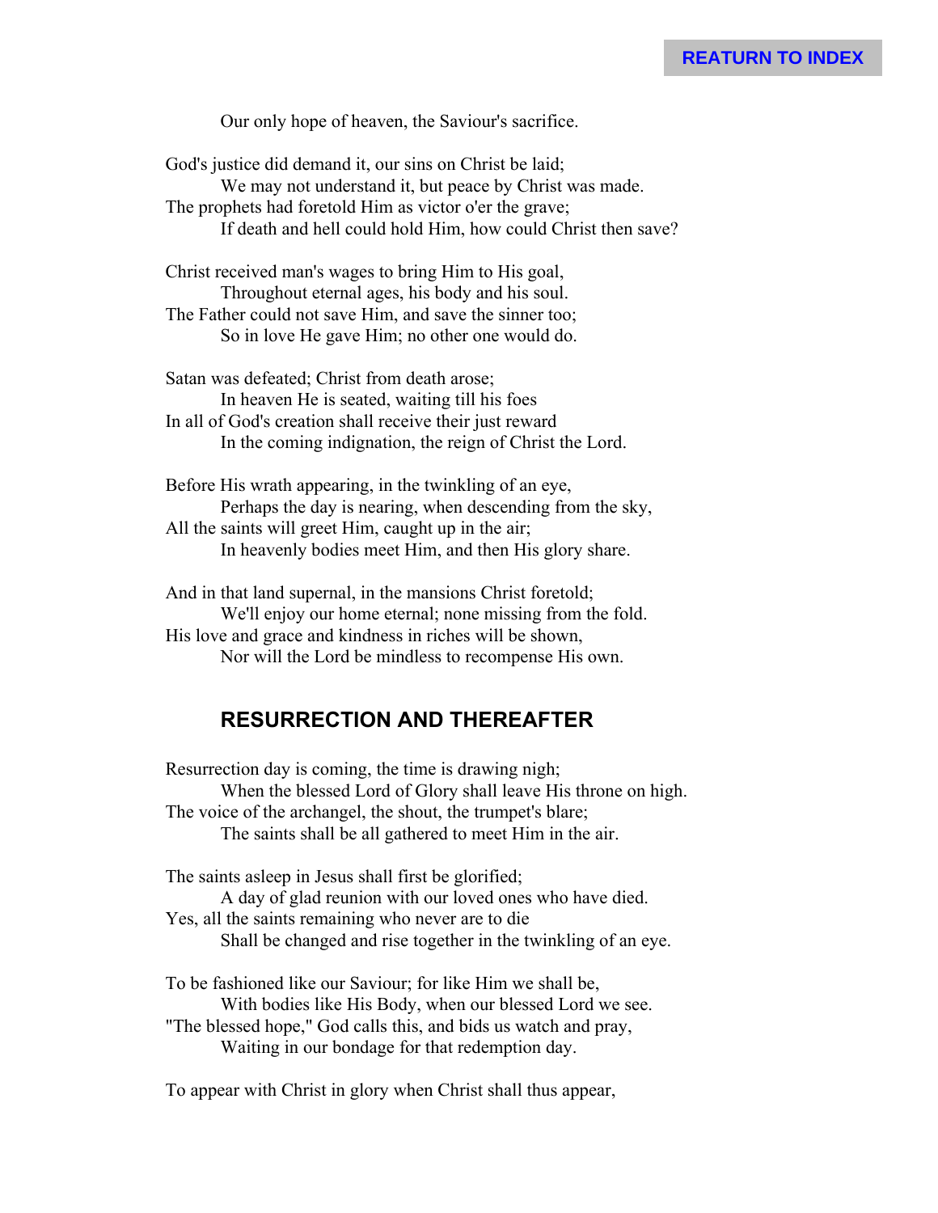Our only hope of heaven, the Saviour's sacrifice.

God's justice did demand it, our sins on Christ be laid;
We may not understand it, but peace by Christ was made.
The prophets had foretold Him as victor o'er the grave;
If death and hell could hold Him, how could Christ then save?

Christ received man's wages to bring Him to His goal,
Throughout eternal ages, his body and his soul.
The Father could not save Him, and save the sinner too;
So in love He gave Him; no other one would do.

Satan was defeated; Christ from death arose;
In heaven He is seated, waiting till his foes
In all of God's creation shall receive their just reward
In the coming indignation, the reign of Christ the Lord.

Before His wrath appearing, in the twinkling of an eye,
Perhaps the day is nearing, when descending from the sky,
All the saints will greet Him, caught up in the air;
In heavenly bodies meet Him, and then His glory share.

And in that land supernal, in the mansions Christ foretold;
We'll enjoy our home eternal; none missing from the fold.
His love and grace and kindness in riches will be shown,
Nor will the Lord be mindless to recompense His own.

## RESURRECTION AND THEREAFTER

Resurrection day is coming, the time is drawing nigh;
When the blessed Lord of Glory shall leave His throne on high.
The voice of the archangel, the shout, the trumpet's blare;
The saints shall be all gathered to meet Him in the air.

The saints asleep in Jesus shall first be glorified;
A day of glad reunion with our loved ones who have died.
Yes, all the saints remaining who never are to die
Shall be changed and rise together in the twinkling of an eye.

To be fashioned like our Saviour; for like Him we shall be,
With bodies like His Body, when our blessed Lord we see.
"The blessed hope," God calls this, and bids us watch and pray,
Waiting in our bondage for that redemption day.

To appear with Christ in glory when Christ shall thus appear,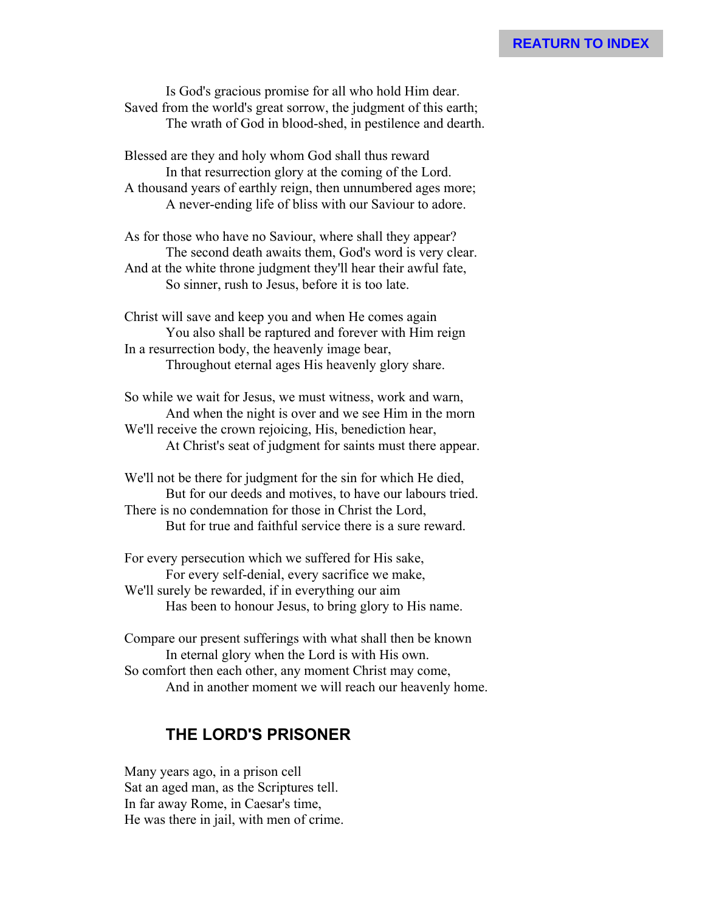Is God's gracious promise for all who hold Him dear.
Saved from the world's great sorrow, the judgment of this earth;
The wrath of God in blood-shed, in pestilence and dearth.

Blessed are they and holy whom God shall thus reward
In that resurrection glory at the coming of the Lord.
A thousand years of earthly reign, then unnumbered ages more;
A never-ending life of bliss with our Saviour to adore.

As for those who have no Saviour, where shall they appear?
The second death awaits them, God's word is very clear.
And at the white throne judgment they'll hear their awful fate,
So sinner, rush to Jesus, before it is too late.

Christ will save and keep you and when He comes again
You also shall be raptured and forever with Him reign
In a resurrection body, the heavenly image bear,
Throughout eternal ages His heavenly glory share.

So while we wait for Jesus, we must witness, work and warn,
And when the night is over and we see Him in the morn
We'll receive the crown rejoicing, His, benediction hear,
At Christ's seat of judgment for saints must there appear.

We'll not be there for judgment for the sin for which He died,
But for our deeds and motives, to have our labours tried.
There is no condemnation for those in Christ the Lord,
But for true and faithful service there is a sure reward.

For every persecution which we suffered for His sake,
For every self-denial, every sacrifice we make,
We'll surely be rewarded, if in everything our aim
Has been to honour Jesus, to bring glory to His name.

Compare our present sufferings with what shall then be known
In eternal glory when the Lord is with His own.
So comfort then each other, any moment Christ may come,
And in another moment we will reach our heavenly home.

## THE LORD'S PRISONER

Many years ago, in a prison cell
Sat an aged man, as the Scriptures tell.
In far away Rome, in Caesar's time,
He was there in jail, with men of crime.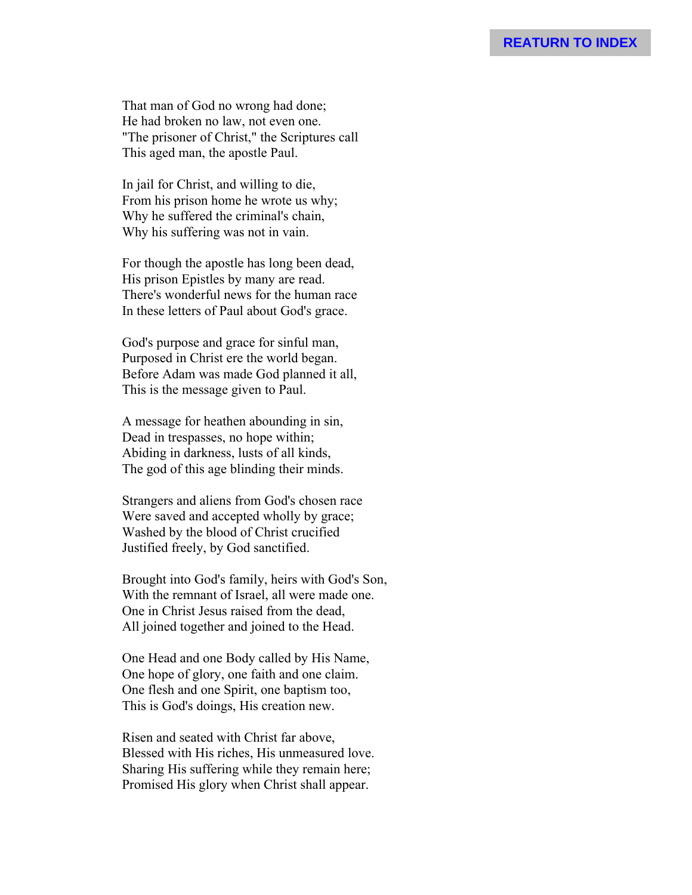REATURN TO INDEX

That man of God no wrong had done;
He had broken no law, not even one.
"The prisoner of Christ," the Scriptures call
This aged man, the apostle Paul.

In jail for Christ, and willing to die,
From his prison home he wrote us why;
Why he suffered the criminal's chain,
Why his suffering was not in vain.

For though the apostle has long been dead,
His prison Epistles by many are read.
There's wonderful news for the human race
In these letters of Paul about God's grace.

God's purpose and grace for sinful man,
Purposed in Christ ere the world began.
Before Adam was made God planned it all,
This is the message given to Paul.

A message for heathen abounding in sin,
Dead in trespasses, no hope within;
Abiding in darkness, lusts of all kinds,
The god of this age blinding their minds.

Strangers and aliens from God's chosen race
Were saved and accepted wholly by grace;
Washed by the blood of Christ crucified
Justified freely, by God sanctified.

Brought into God's family, heirs with God's Son,
With the remnant of Israel, all were made one.
One in Christ Jesus raised from the dead,
All joined together and joined to the Head.

One Head and one Body called by His Name,
One hope of glory, one faith and one claim.
One flesh and one Spirit, one baptism too,
This is God's doings, His creation new.

Risen and seated with Christ far above,
Blessed with His riches, His unmeasured love.
Sharing His suffering while they remain here;
Promised His glory when Christ shall appear.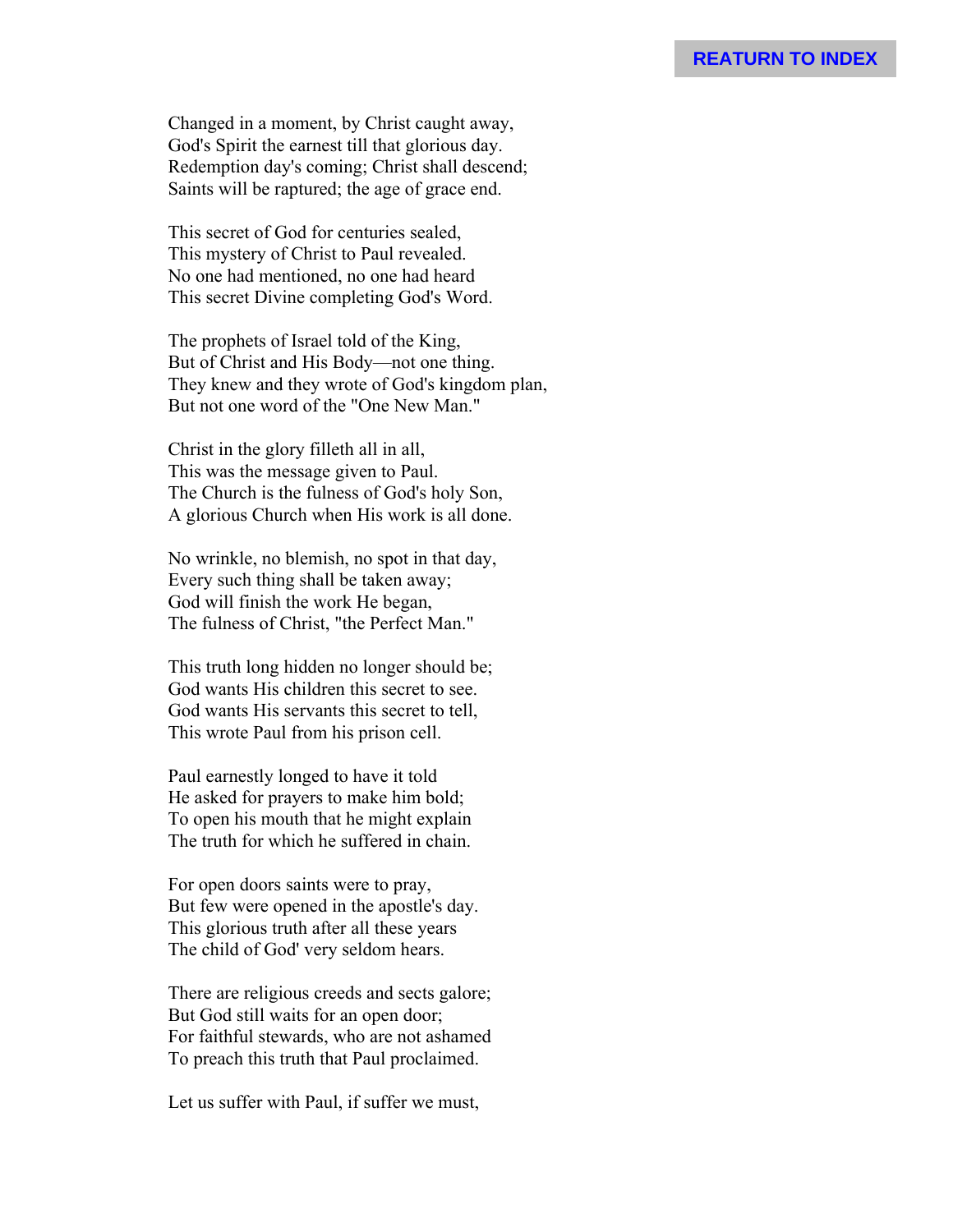Changed in a moment, by Christ caught away,
God's Spirit the earnest till that glorious day.
Redemption day's coming; Christ shall descend;
Saints will be raptured; the age of grace end.

This secret of God for centuries sealed,
This mystery of Christ to Paul revealed.
No one had mentioned, no one had heard
This secret Divine completing God's Word.

The prophets of Israel told of the King,
But of Christ and His Body—not one thing.
They knew and they wrote of God's kingdom plan,
But not one word of the "One New Man."

Christ in the glory filleth all in all,
This was the message given to Paul.
The Church is the fulness of God's holy Son,
A glorious Church when His work is all done.

No wrinkle, no blemish, no spot in that day,
Every such thing shall be taken away;
God will finish the work He began,
The fulness of Christ, "the Perfect Man."

This truth long hidden no longer should be;
God wants His children this secret to see.
God wants His servants this secret to tell,
This wrote Paul from his prison cell.

Paul earnestly longed to have it told
He asked for prayers to make him bold;
To open his mouth that he might explain
The truth for which he suffered in chain.

For open doors saints were to pray,
But few were opened in the apostle's day.
This glorious truth after all these years
The child of God' very seldom hears.

There are religious creeds and sects galore;
But God still waits for an open door;
For faithful stewards, who are not ashamed
To preach this truth that Paul proclaimed.

Let us suffer with Paul, if suffer we must,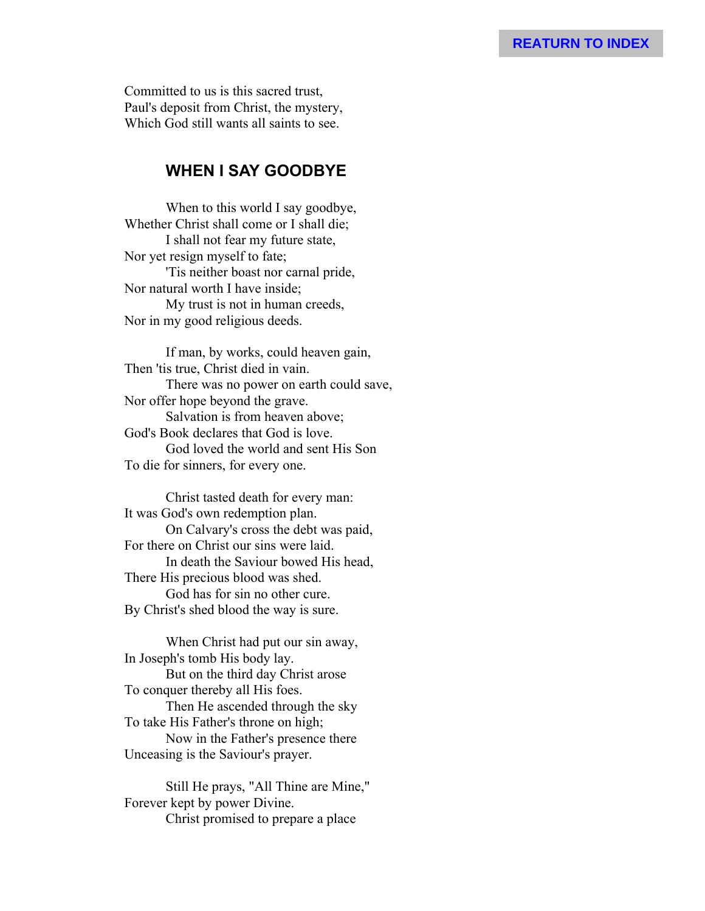Committed to us is this sacred trust,
Paul's deposit from Christ, the mystery,
Which God still wants all saints to see.

## WHEN I SAY GOODBYE

When to this world I say goodbye,
Whether Christ shall come or I shall die;
I shall not fear my future state,
Nor yet resign myself to fate;
'Tis neither boast nor carnal pride,
Nor natural worth I have inside;
My trust is not in human creeds,
Nor in my good religious deeds.

If man, by works, could heaven gain,
Then 'tis true, Christ died in vain.
There was no power on earth could save,
Nor offer hope beyond the grave.
Salvation is from heaven above;
God's Book declares that God is love.
God loved the world and sent His Son
To die for sinners, for every one.

Christ tasted death for every man:
It was God's own redemption plan.
On Calvary's cross the debt was paid,
For there on Christ our sins were laid.
In death the Saviour bowed His head,
There His precious blood was shed.
God has for sin no other cure.
By Christ's shed blood the way is sure.

When Christ had put our sin away,
In Joseph's tomb His body lay.
But on the third day Christ arose
To conquer thereby all His foes.
Then He ascended through the sky
To take His Father's throne on high;
Now in the Father's presence there
Unceasing is the Saviour's prayer.

Still He prays, "All Thine are Mine,"
Forever kept by power Divine.
Christ promised to prepare a place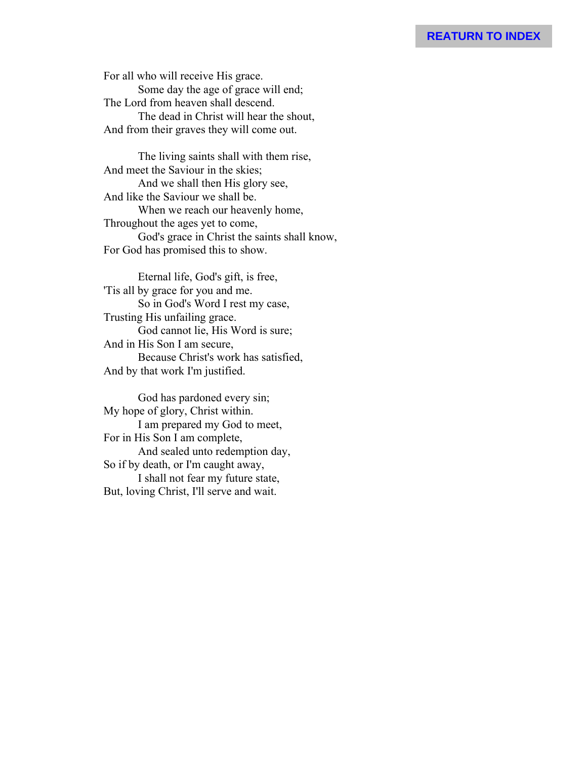REATURN TO INDEX

For all who will receive His grace.
Some day the age of grace will end;
The Lord from heaven shall descend.
The dead in Christ will hear the shout,
And from their graves they will come out.

The living saints shall with them rise,
And meet the Saviour in the skies;
And we shall then His glory see,
And like the Saviour we shall be.
When we reach our heavenly home,
Throughout the ages yet to come,
God's grace in Christ the saints shall know,
For God has promised this to show.

Eternal life, God's gift, is free,
'Tis all by grace for you and me.
So in God's Word I rest my case,
Trusting His unfailing grace.
God cannot lie, His Word is sure;
And in His Son I am secure,
Because Christ's work has satisfied,
And by that work I'm justified.

God has pardoned every sin;
My hope of glory, Christ within.
I am prepared my God to meet,
For in His Son I am complete,
And sealed unto redemption day,
So if by death, or I'm caught away,
I shall not fear my future state,
But, loving Christ, I'll serve and wait.